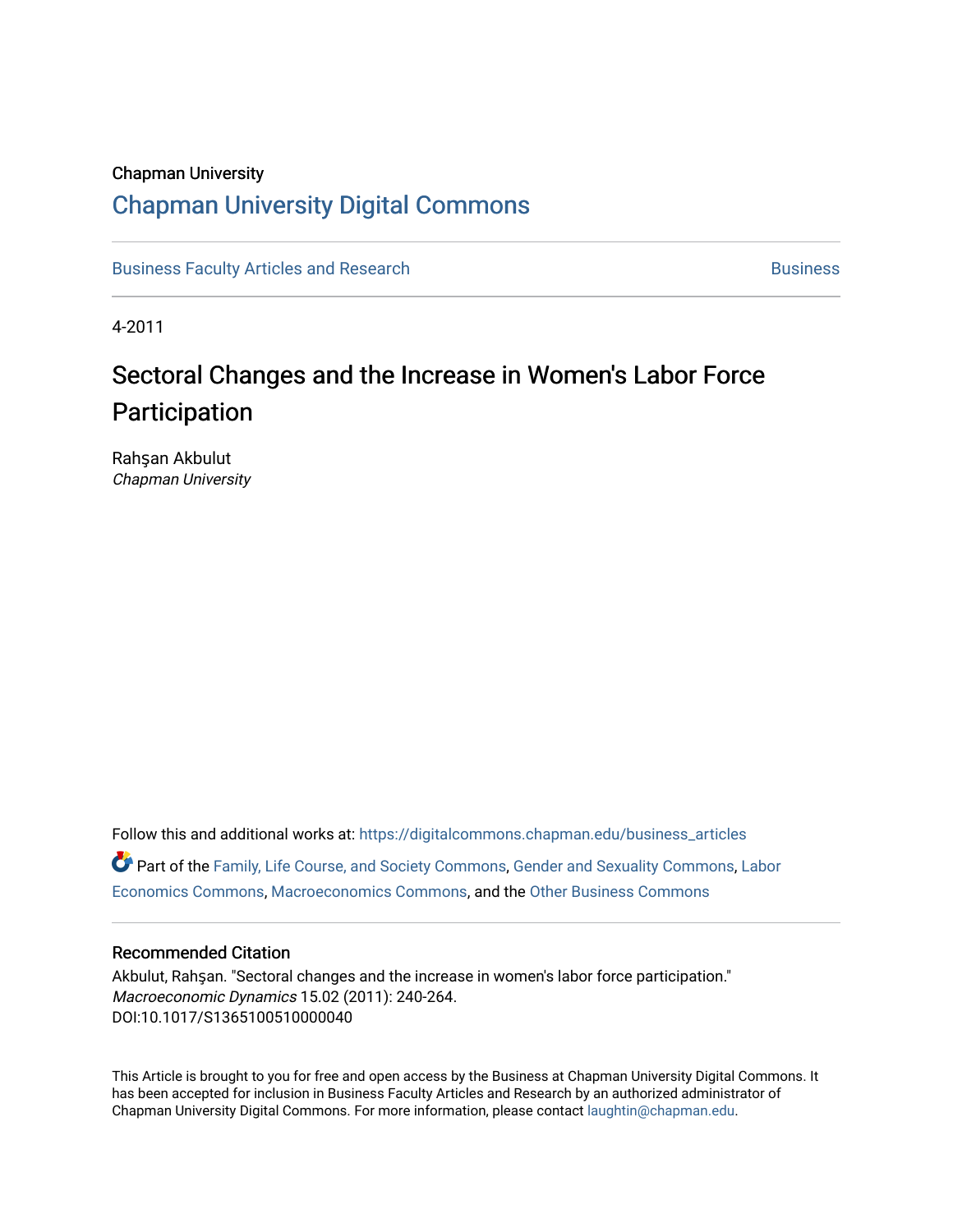Chapman University

# Chapman University Digital Commons

Business Faculty Articles and Research | Business

4-2011

# Sectoral Changes and the Increase in Women's Labor Force Participation

Rahşan Akbulut
*Chapman University*

Follow this and additional works at: https://digitalcommons.chapman.edu/business_articles

Part of the Family, Life Course, and Society Commons, Gender and Sexuality Commons, Labor Economics Commons, Macroeconomics Commons, and the Other Business Commons

## Recommended Citation

Akbulut, Rahşan. "Sectoral changes and the increase in women's labor force participation." *Macroeconomic Dynamics* 15.02 (2011): 240-264. DOI:10.1017/S1365100510000040

This Article is brought to you for free and open access by the Business at Chapman University Digital Commons. It has been accepted for inclusion in Business Faculty Articles and Research by an authorized administrator of Chapman University Digital Commons. For more information, please contact laughtin@chapman.edu.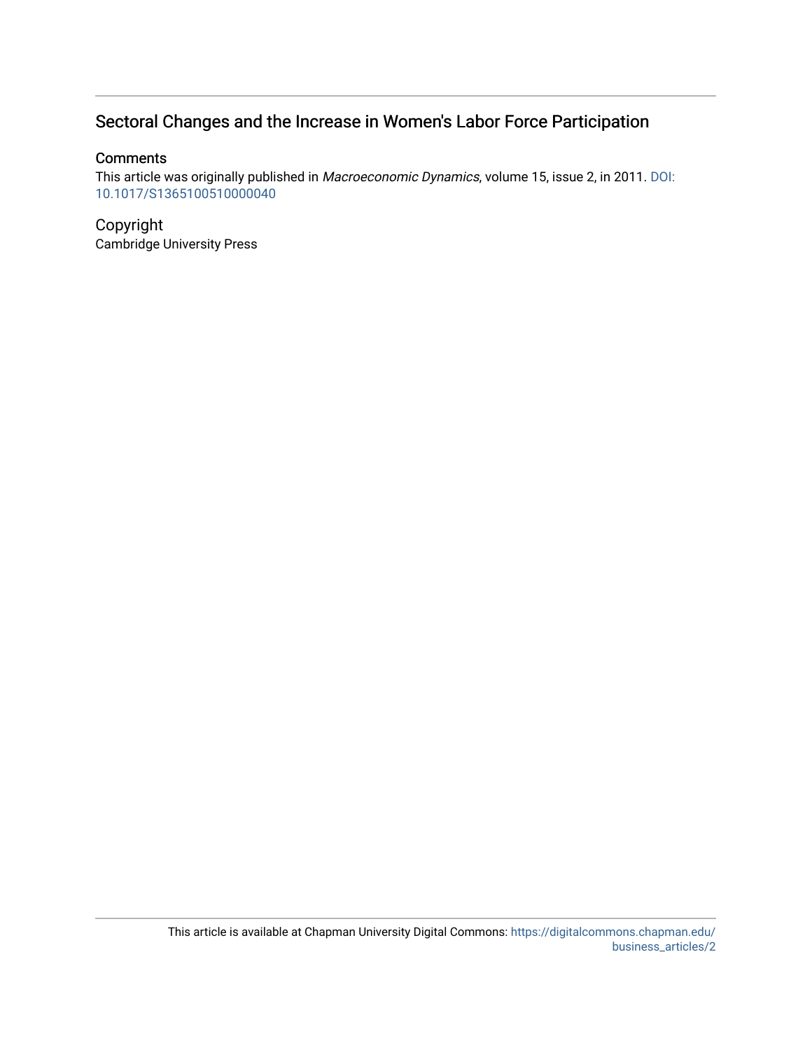## Sectoral Changes and the Increase in Women's Labor Force Participation

### Comments

This article was originally published in *Macroeconomic Dynamics*, volume 15, issue 2, in 2011. DOI: 10.1017/S1365100510000040

### Copyright

Cambridge University Press

This article is available at Chapman University Digital Commons: https://digitalcommons.chapman.edu/business_articles/2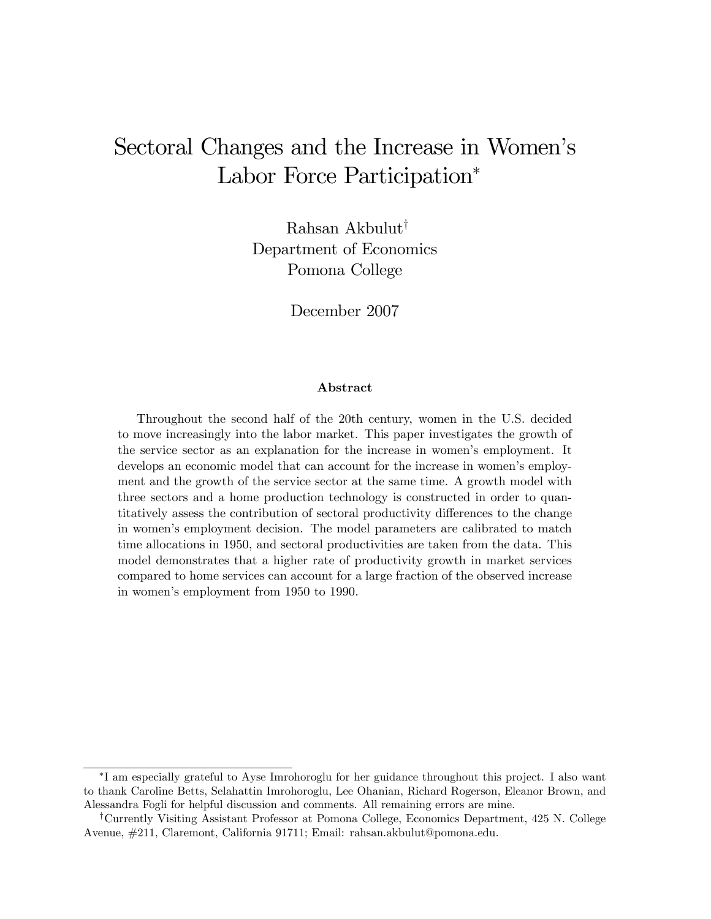# Sectoral Changes and the Increase in Women's Labor Force Participation[*]

Rahsan Akbulut[†]
Department of Economics
Pomona College

December 2007

**Abstract**

Throughout the second half of the 20th century, women in the U.S. decided to move increasingly into the labor market. This paper investigates the growth of the service sector as an explanation for the increase in women's employment. It develops an economic model that can account for the increase in women's employment and the growth of the service sector at the same time. A growth model with three sectors and a home production technology is constructed in order to quantitatively assess the contribution of sectoral productivity differences to the change in women's employment decision. The model parameters are calibrated to match time allocations in 1950, and sectoral productivities are taken from the data. This model demonstrates that a higher rate of productivity growth in market services compared to home services can account for a large fraction of the observed increase in women's employment from 1950 to 1990.

[*] I am especially grateful to Ayse Imrohoroglu for her guidance throughout this project. I also want to thank Caroline Betts, Selahattin Imrohoroglu, Lee Ohanian, Richard Rogerson, Eleanor Brown, and Alessandra Fogli for helpful discussion and comments. All remaining errors are mine.

[†] Currently Visiting Assistant Professor at Pomona College, Economics Department, 425 N. College Avenue, #211, Claremont, California 91711; Email: rahsan.akbulut@pomona.edu.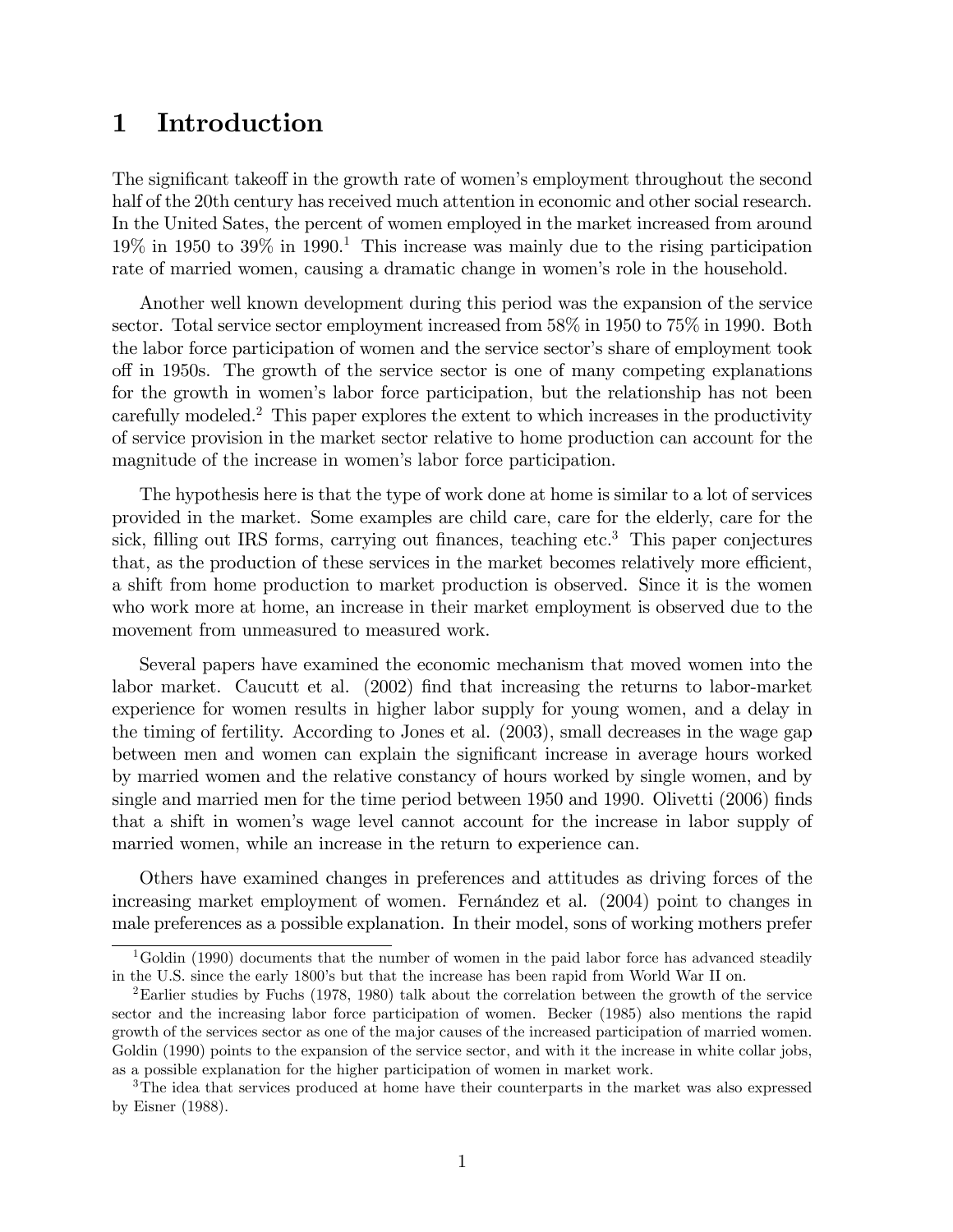# 1 Introduction

The significant takeoff in the growth rate of women's employment throughout the second half of the 20th century has received much attention in economic and other social research. In the United Sates, the percent of women employed in the market increased from around 19% in 1950 to 39% in 1990.[1] This increase was mainly due to the rising participation rate of married women, causing a dramatic change in women's role in the household.

Another well known development during this period was the expansion of the service sector. Total service sector employment increased from 58% in 1950 to 75% in 1990. Both the labor force participation of women and the service sector's share of employment took off in 1950s. The growth of the service sector is one of many competing explanations for the growth in women's labor force participation, but the relationship has not been carefully modeled.[2] This paper explores the extent to which increases in the productivity of service provision in the market sector relative to home production can account for the magnitude of the increase in women's labor force participation.

The hypothesis here is that the type of work done at home is similar to a lot of services provided in the market. Some examples are child care, care for the elderly, care for the sick, filling out IRS forms, carrying out finances, teaching etc.[3] This paper conjectures that, as the production of these services in the market becomes relatively more efficient, a shift from home production to market production is observed. Since it is the women who work more at home, an increase in their market employment is observed due to the movement from unmeasured to measured work.

Several papers have examined the economic mechanism that moved women into the labor market. Caucutt et al. (2002) find that increasing the returns to labor-market experience for women results in higher labor supply for young women, and a delay in the timing of fertility. According to Jones et al. (2003), small decreases in the wage gap between men and women can explain the significant increase in average hours worked by married women and the relative constancy of hours worked by single women, and by single and married men for the time period between 1950 and 1990. Olivetti (2006) finds that a shift in women's wage level cannot account for the increase in labor supply of married women, while an increase in the return to experience can.

Others have examined changes in preferences and attitudes as driving forces of the increasing market employment of women. Fernández et al. (2004) point to changes in male preferences as a possible explanation. In their model, sons of working mothers prefer

---

[1] Goldin (1990) documents that the number of women in the paid labor force has advanced steadily in the U.S. since the early 1800's but that the increase has been rapid from World War II on.

[2] Earlier studies by Fuchs (1978, 1980) talk about the correlation between the growth of the service sector and the increasing labor force participation of women. Becker (1985) also mentions the rapid growth of the services sector as one of the major causes of the increased participation of married women. Goldin (1990) points to the expansion of the service sector, and with it the increase in white collar jobs, as a possible explanation for the higher participation of women in market work.

[3] The idea that services produced at home have their counterparts in the market was also expressed by Eisner (1988).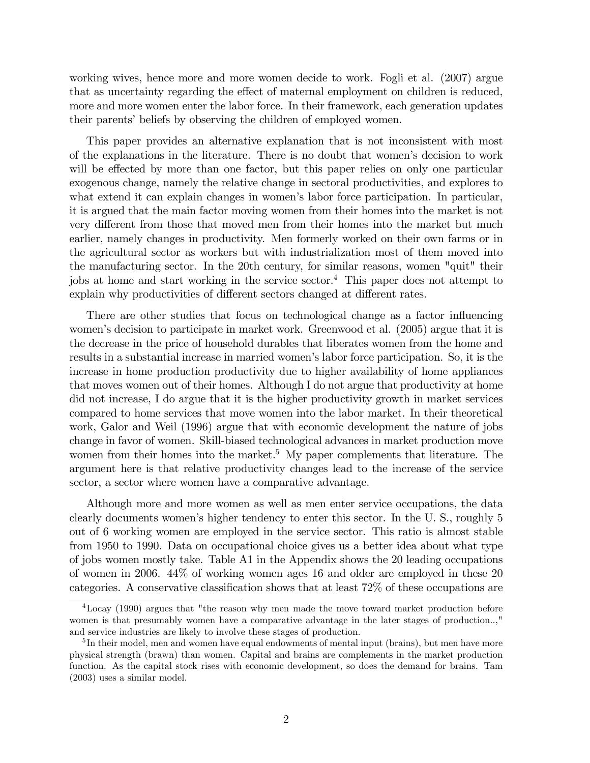working wives, hence more and more women decide to work. Fogli et al. (2007) argue that as uncertainty regarding the effect of maternal employment on children is reduced, more and more women enter the labor force. In their framework, each generation updates their parents' beliefs by observing the children of employed women.

This paper provides an alternative explanation that is not inconsistent with most of the explanations in the literature. There is no doubt that women's decision to work will be effected by more than one factor, but this paper relies on only one particular exogenous change, namely the relative change in sectoral productivities, and explores to what extend it can explain changes in women's labor force participation. In particular, it is argued that the main factor moving women from their homes into the market is not very different from those that moved men from their homes into the market but much earlier, namely changes in productivity. Men formerly worked on their own farms or in the agricultural sector as workers but with industrialization most of them moved into the manufacturing sector. In the 20th century, for similar reasons, women "quit" their jobs at home and start working in the service sector.[4] This paper does not attempt to explain why productivities of different sectors changed at different rates.

There are other studies that focus on technological change as a factor influencing women's decision to participate in market work. Greenwood et al. (2005) argue that it is the decrease in the price of household durables that liberates women from the home and results in a substantial increase in married women's labor force participation. So, it is the increase in home production productivity due to higher availability of home appliances that moves women out of their homes. Although I do not argue that productivity at home did not increase, I do argue that it is the higher productivity growth in market services compared to home services that move women into the labor market. In their theoretical work, Galor and Weil (1996) argue that with economic development the nature of jobs change in favor of women. Skill-biased technological advances in market production move women from their homes into the market.[5] My paper complements that literature. The argument here is that relative productivity changes lead to the increase of the service sector, a sector where women have a comparative advantage.

Although more and more women as well as men enter service occupations, the data clearly documents women's higher tendency to enter this sector. In the U. S., roughly 5 out of 6 working women are employed in the service sector. This ratio is almost stable from 1950 to 1990. Data on occupational choice gives us a better idea about what type of jobs women mostly take. Table A1 in the Appendix shows the 20 leading occupations of women in 2006. 44% of working women ages 16 and older are employed in these 20 categories. A conservative classification shows that at least 72% of these occupations are

[4] Locay (1990) argues that "the reason why men made the move toward market production before women is that presumably women have a comparative advantage in the later stages of production..," and service industries are likely to involve these stages of production.

[5] In their model, men and women have equal endowments of mental input (brains), but men have more physical strength (brawn) than women. Capital and brains are complements in the market production function. As the capital stock rises with economic development, so does the demand for brains. Tam (2003) uses a similar model.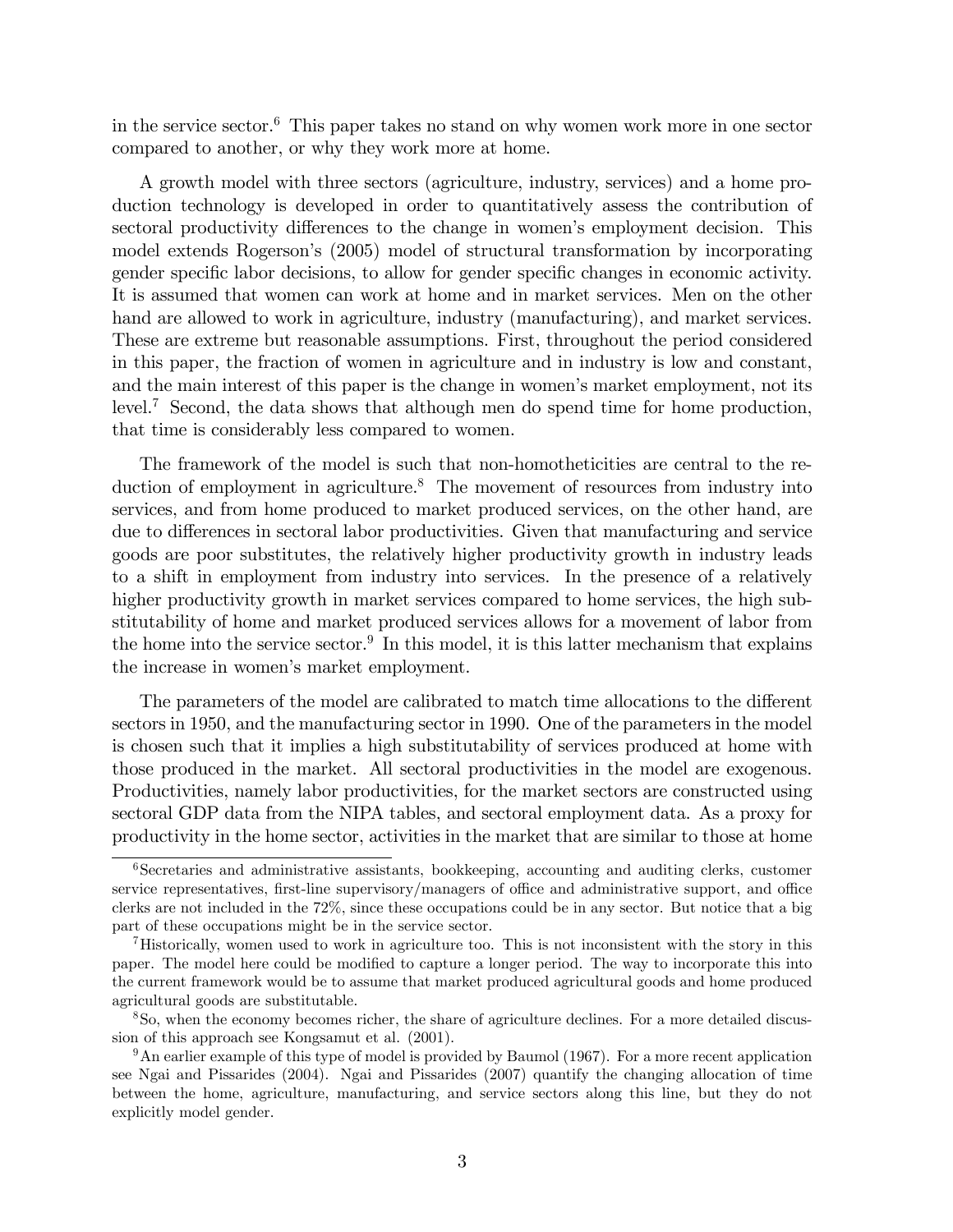in the service sector.[6] This paper takes no stand on why women work more in one sector compared to another, or why they work more at home.

A growth model with three sectors (agriculture, industry, services) and a home production technology is developed in order to quantitatively assess the contribution of sectoral productivity differences to the change in women's employment decision. This model extends Rogerson's (2005) model of structural transformation by incorporating gender specific labor decisions, to allow for gender specific changes in economic activity. It is assumed that women can work at home and in market services. Men on the other hand are allowed to work in agriculture, industry (manufacturing), and market services. These are extreme but reasonable assumptions. First, throughout the period considered in this paper, the fraction of women in agriculture and in industry is low and constant, and the main interest of this paper is the change in women's market employment, not its level.[7] Second, the data shows that although men do spend time for home production, that time is considerably less compared to women.

The framework of the model is such that non-homotheticities are central to the reduction of employment in agriculture.[8] The movement of resources from industry into services, and from home produced to market produced services, on the other hand, are due to differences in sectoral labor productivities. Given that manufacturing and service goods are poor substitutes, the relatively higher productivity growth in industry leads to a shift in employment from industry into services. In the presence of a relatively higher productivity growth in market services compared to home services, the high substitutability of home and market produced services allows for a movement of labor from the home into the service sector.[9] In this model, it is this latter mechanism that explains the increase in women's market employment.

The parameters of the model are calibrated to match time allocations to the different sectors in 1950, and the manufacturing sector in 1990. One of the parameters in the model is chosen such that it implies a high substitutability of services produced at home with those produced in the market. All sectoral productivities in the model are exogenous. Productivities, namely labor productivities, for the market sectors are constructed using sectoral GDP data from the NIPA tables, and sectoral employment data. As a proxy for productivity in the home sector, activities in the market that are similar to those at home

[6] Secretaries and administrative assistants, bookkeeping, accounting and auditing clerks, customer service representatives, first-line supervisory/managers of office and administrative support, and office clerks are not included in the 72%, since these occupations could be in any sector. But notice that a big part of these occupations might be in the service sector.

[7] Historically, women used to work in agriculture too. This is not inconsistent with the story in this paper. The model here could be modified to capture a longer period. The way to incorporate this into the current framework would be to assume that market produced agricultural goods and home produced agricultural goods are substitutable.

[8] So, when the economy becomes richer, the share of agriculture declines. For a more detailed discussion of this approach see Kongsamut et al. (2001).

[9] An earlier example of this type of model is provided by Baumol (1967). For a more recent application see Ngai and Pissarides (2004). Ngai and Pissarides (2007) quantify the changing allocation of time between the home, agriculture, manufacturing, and service sectors along this line, but they do not explicitly model gender.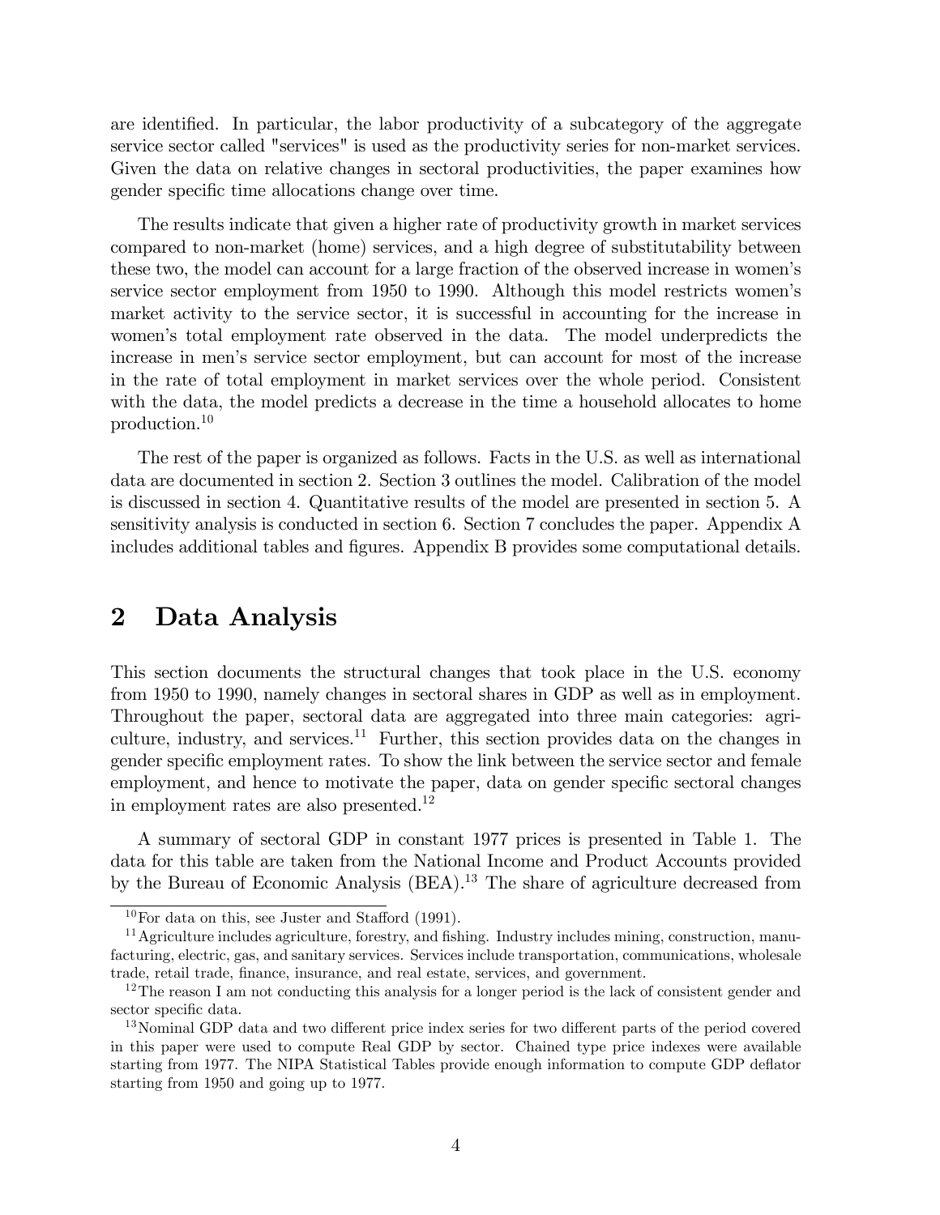are identified. In particular, the labor productivity of a subcategory of the aggregate service sector called "services" is used as the productivity series for non-market services. Given the data on relative changes in sectoral productivities, the paper examines how gender specific time allocations change over time.

The results indicate that given a higher rate of productivity growth in market services compared to non-market (home) services, and a high degree of substitutability between these two, the model can account for a large fraction of the observed increase in women's service sector employment from 1950 to 1990. Although this model restricts women's market activity to the service sector, it is successful in accounting for the increase in women's total employment rate observed in the data. The model underpredicts the increase in men's service sector employment, but can account for most of the increase in the rate of total employment in market services over the whole period. Consistent with the data, the model predicts a decrease in the time a household allocates to home production.[10]

The rest of the paper is organized as follows. Facts in the U.S. as well as international data are documented in section 2. Section 3 outlines the model. Calibration of the model is discussed in section 4. Quantitative results of the model are presented in section 5. A sensitivity analysis is conducted in section 6. Section 7 concludes the paper. Appendix A includes additional tables and figures. Appendix B provides some computational details.

## 2 Data Analysis

This section documents the structural changes that took place in the U.S. economy from 1950 to 1990, namely changes in sectoral shares in GDP as well as in employment. Throughout the paper, sectoral data are aggregated into three main categories: agriculture, industry, and services.[11] Further, this section provides data on the changes in gender specific employment rates. To show the link between the service sector and female employment, and hence to motivate the paper, data on gender specific sectoral changes in employment rates are also presented.[12]

A summary of sectoral GDP in constant 1977 prices is presented in Table 1. The data for this table are taken from the National Income and Product Accounts provided by the Bureau of Economic Analysis (BEA).[13] The share of agriculture decreased from

---

[10] For data on this, see Juster and Stafford (1991).

[11] Agriculture includes agriculture, forestry, and fishing. Industry includes mining, construction, manufacturing, electric, gas, and sanitary services. Services include transportation, communications, wholesale trade, retail trade, finance, insurance, and real estate, services, and government.

[12] The reason I am not conducting this analysis for a longer period is the lack of consistent gender and sector specific data.

[13] Nominal GDP data and two different price index series for two different parts of the period covered in this paper were used to compute Real GDP by sector. Chained type price indexes were available starting from 1977. The NIPA Statistical Tables provide enough information to compute GDP deflator starting from 1950 and going up to 1977.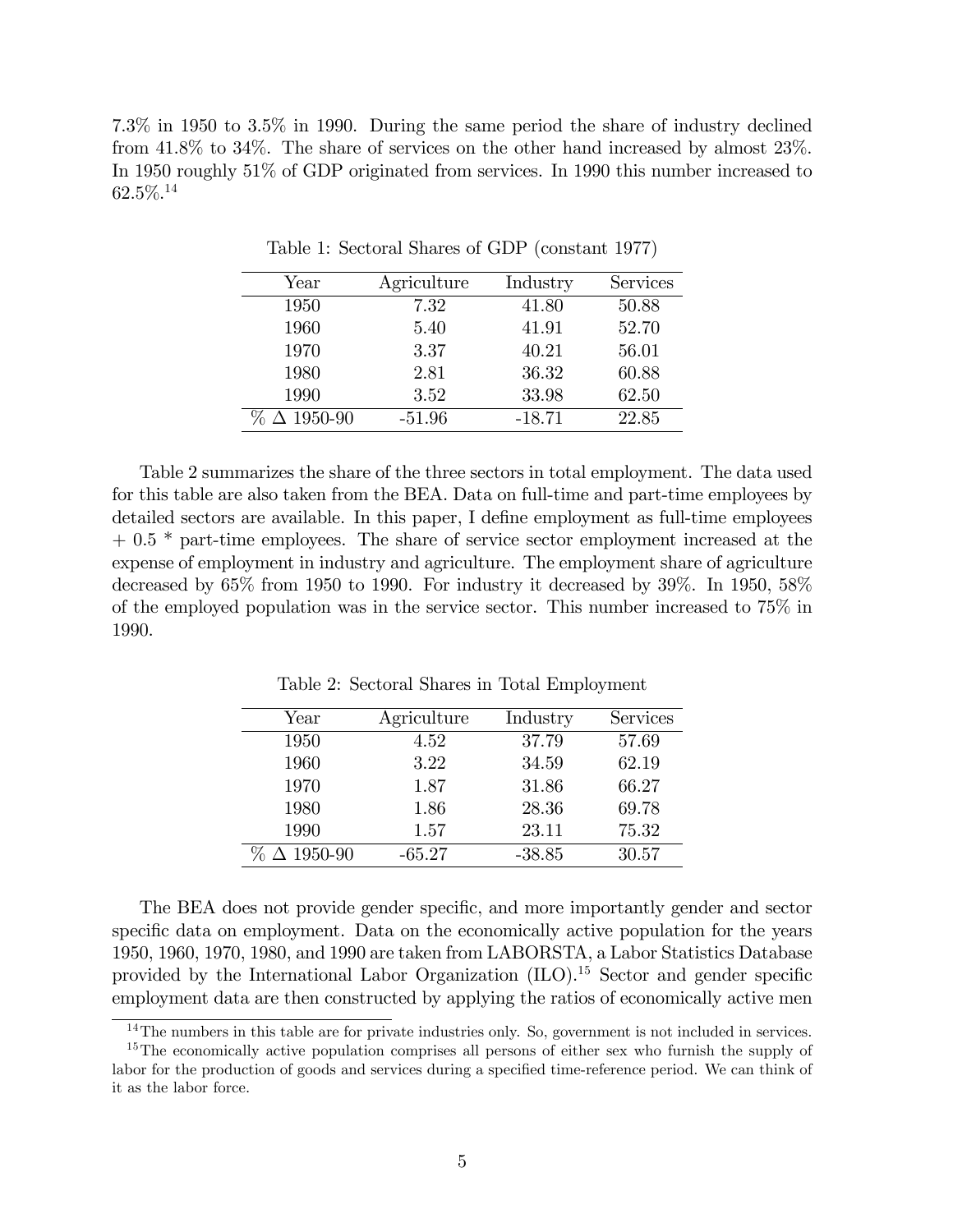7.3% in 1950 to 3.5% in 1990. During the same period the share of industry declined from 41.8% to 34%. The share of services on the other hand increased by almost 23%. In 1950 roughly 51% of GDP originated from services. In 1990 this number increased to 62.5%.[14]

Table 1: Sectoral Shares of GDP (constant 1977)

| Year | Agriculture | Industry | Services |
|---|---|---|---|
| 1950 | 7.32 | 41.80 | 50.88 |
| 1960 | 5.40 | 41.91 | 52.70 |
| 1970 | 3.37 | 40.21 | 56.01 |
| 1980 | 2.81 | 36.32 | 60.88 |
| 1990 | 3.52 | 33.98 | 62.50 |
| % $\Delta$ 1950-90 | -51.96 | -18.71 | 22.85 |

Table 2 summarizes the share of the three sectors in total employment. The data used for this table are also taken from the BEA. Data on full-time and part-time employees by detailed sectors are available. In this paper, I define employment as full-time employees + 0.5 * part-time employees. The share of service sector employment increased at the expense of employment in industry and agriculture. The employment share of agriculture decreased by 65% from 1950 to 1990. For industry it decreased by 39%. In 1950, 58% of the employed population was in the service sector. This number increased to 75% in 1990.

Table 2: Sectoral Shares in Total Employment

| Year | Agriculture | Industry | Services |
|---|---|---|---|
| 1950 | 4.52 | 37.79 | 57.69 |
| 1960 | 3.22 | 34.59 | 62.19 |
| 1970 | 1.87 | 31.86 | 66.27 |
| 1980 | 1.86 | 28.36 | 69.78 |
| 1990 | 1.57 | 23.11 | 75.32 |
| % $\Delta$ 1950-90 | -65.27 | -38.85 | 30.57 |

The BEA does not provide gender specific, and more importantly gender and sector specific data on employment. Data on the economically active population for the years 1950, 1960, 1970, 1980, and 1990 are taken from LABORSTA, a Labor Statistics Database provided by the International Labor Organization (ILO).[15] Sector and gender specific employment data are then constructed by applying the ratios of economically active men

[14] The numbers in this table are for private industries only. So, government is not included in services.

[15] The economically active population comprises all persons of either sex who furnish the supply of labor for the production of goods and services during a specified time-reference period. We can think of it as the labor force.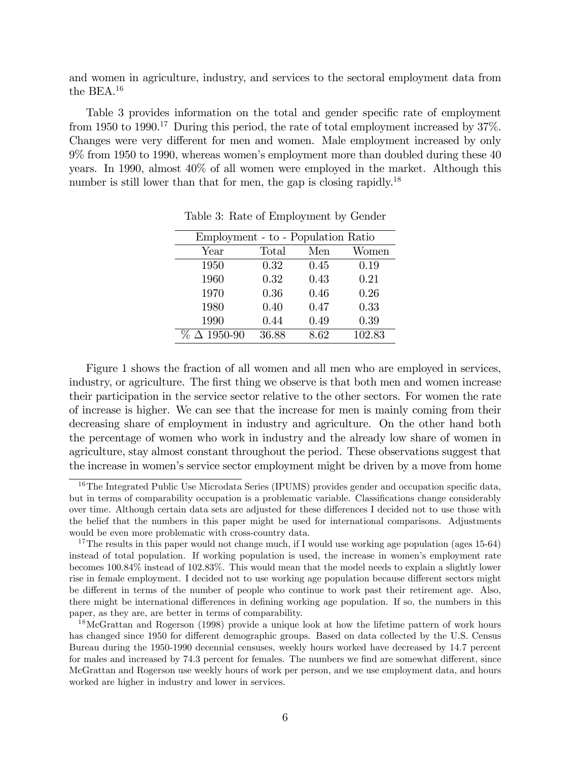and women in agriculture, industry, and services to the sectoral employment data from the BEA.[16]

Table 3 provides information on the total and gender specific rate of employment from 1950 to 1990.[17] During this period, the rate of total employment increased by 37%. Changes were very different for men and women. Male employment increased by only 9% from 1950 to 1990, whereas women's employment more than doubled during these 40 years. In 1990, almost 40% of all women were employed in the market. Although this number is still lower than that for men, the gap is closing rapidly.[18]

Table 3: Rate of Employment by Gender

| Employment - to - Population Ratio | | | |
|---|---|---|---|
| Year | Total | Men | Women |
| 1950 | 0.32 | 0.45 | 0.19 |
| 1960 | 0.32 | 0.43 | 0.21 |
| 1970 | 0.36 | 0.46 | 0.26 |
| 1980 | 0.40 | 0.47 | 0.33 |
| 1990 | 0.44 | 0.49 | 0.39 |
| % $\Delta$ 1950-90 | 36.88 | 8.62 | 102.83 |

Figure 1 shows the fraction of all women and all men who are employed in services, industry, or agriculture. The first thing we observe is that both men and women increase their participation in the service sector relative to the other sectors. For women the rate of increase is higher. We can see that the increase for men is mainly coming from their decreasing share of employment in industry and agriculture. On the other hand both the percentage of women who work in industry and the already low share of women in agriculture, stay almost constant throughout the period. These observations suggest that the increase in women's service sector employment might be driven by a move from home

[16] The Integrated Public Use Microdata Series (IPUMS) provides gender and occupation specific data, but in terms of comparability occupation is a problematic variable. Classifications change considerably over time. Although certain data sets are adjusted for these differences I decided not to use those with the belief that the numbers in this paper might be used for international comparisons. Adjustments would be even more problematic with cross-country data.

[17] The results in this paper would not change much, if I would use working age population (ages 15-64) instead of total population. If working population is used, the increase in women's employment rate becomes 100.84% instead of 102.83%. This would mean that the model needs to explain a slightly lower rise in female employment. I decided not to use working age population because different sectors might be different in terms of the number of people who continue to work past their retirement age. Also, there might be international differences in defining working age population. If so, the numbers in this paper, as they are, are better in terms of comparability.

[18] McGrattan and Rogerson (1998) provide a unique look at how the lifetime pattern of work hours has changed since 1950 for different demographic groups. Based on data collected by the U.S. Census Bureau during the 1950-1990 decennial censuses, weekly hours worked have decreased by 14.7 percent for males and increased by 74.3 percent for females. The numbers we find are somewhat different, since McGrattan and Rogerson use weekly hours of work per person, and we use employment data, and hours worked are higher in industry and lower in services.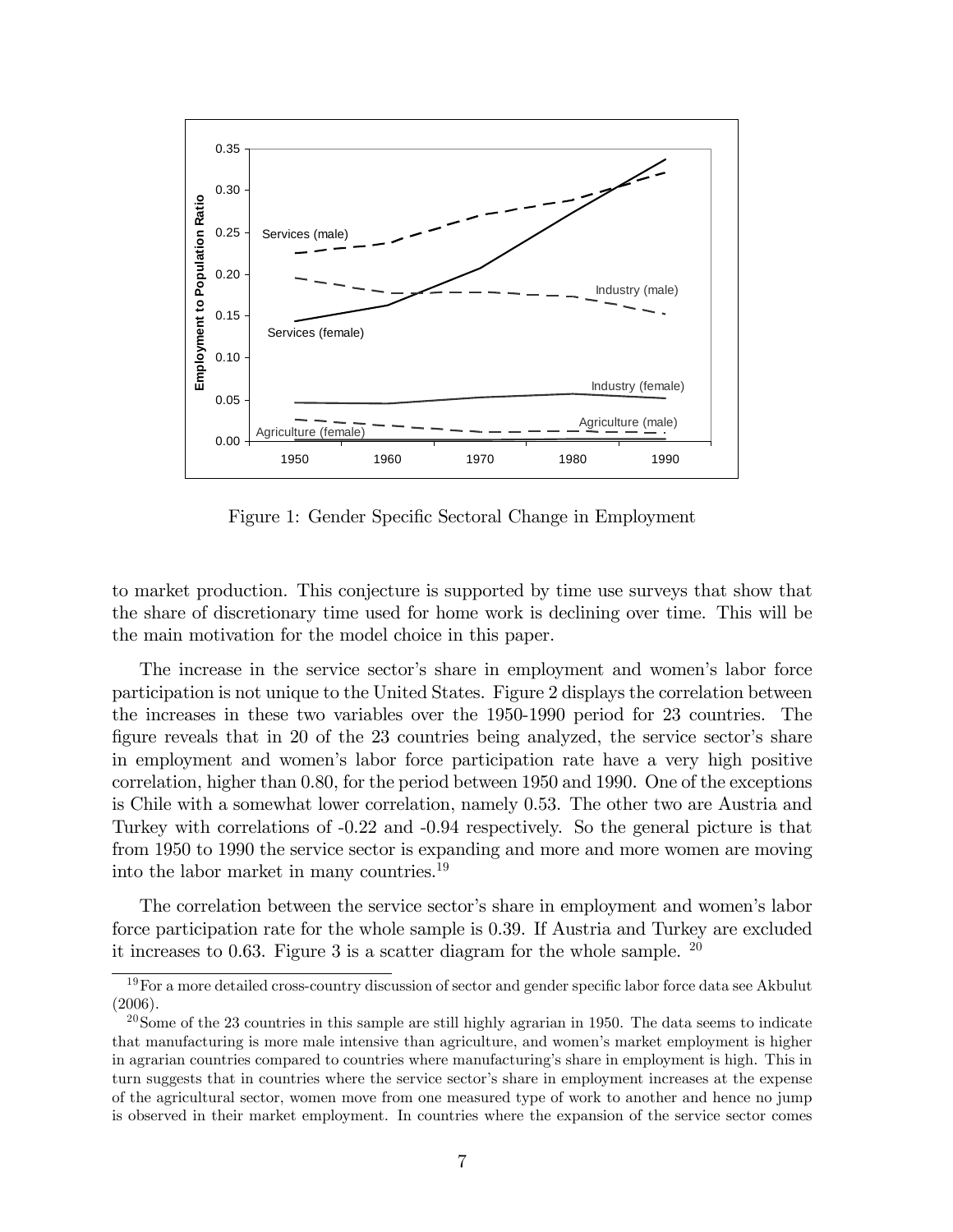Figure 1: Gender Specific Sectoral Change in Employment

to market production. This conjecture is supported by time use surveys that show that the share of discretionary time used for home work is declining over time. This will be the main motivation for the model choice in this paper.

The increase in the service sector's share in employment and women's labor force participation is not unique to the United States. Figure 2 displays the correlation between the increases in these two variables over the 1950-1990 period for 23 countries. The figure reveals that in 20 of the 23 countries being analyzed, the service sector's share in employment and women's labor force participation rate have a very high positive correlation, higher than 0.80, for the period between 1950 and 1990. One of the exceptions is Chile with a somewhat lower correlation, namely 0.53. The other two are Austria and Turkey with correlations of -0.22 and -0.94 respectively. So the general picture is that from 1950 to 1990 the service sector is expanding and more and more women are moving into the labor market in many countries.[19]

The correlation between the service sector's share in employment and women's labor force participation rate for the whole sample is 0.39. If Austria and Turkey are excluded it increases to 0.63. Figure 3 is a scatter diagram for the whole sample. [20]

[19] For a more detailed cross-country discussion of sector and gender specific labor force data see Akbulut (2006).

[20] Some of the 23 countries in this sample are still highly agrarian in 1950. The data seems to indicate that manufacturing is more male intensive than agriculture, and women's market employment is higher in agrarian countries compared to countries where manufacturing's share in employment is high. This in turn suggests that in countries where the service sector's share in employment increases at the expense of the agricultural sector, women move from one measured type of work to another and hence no jump is observed in their market employment. In countries where the expansion of the service sector comes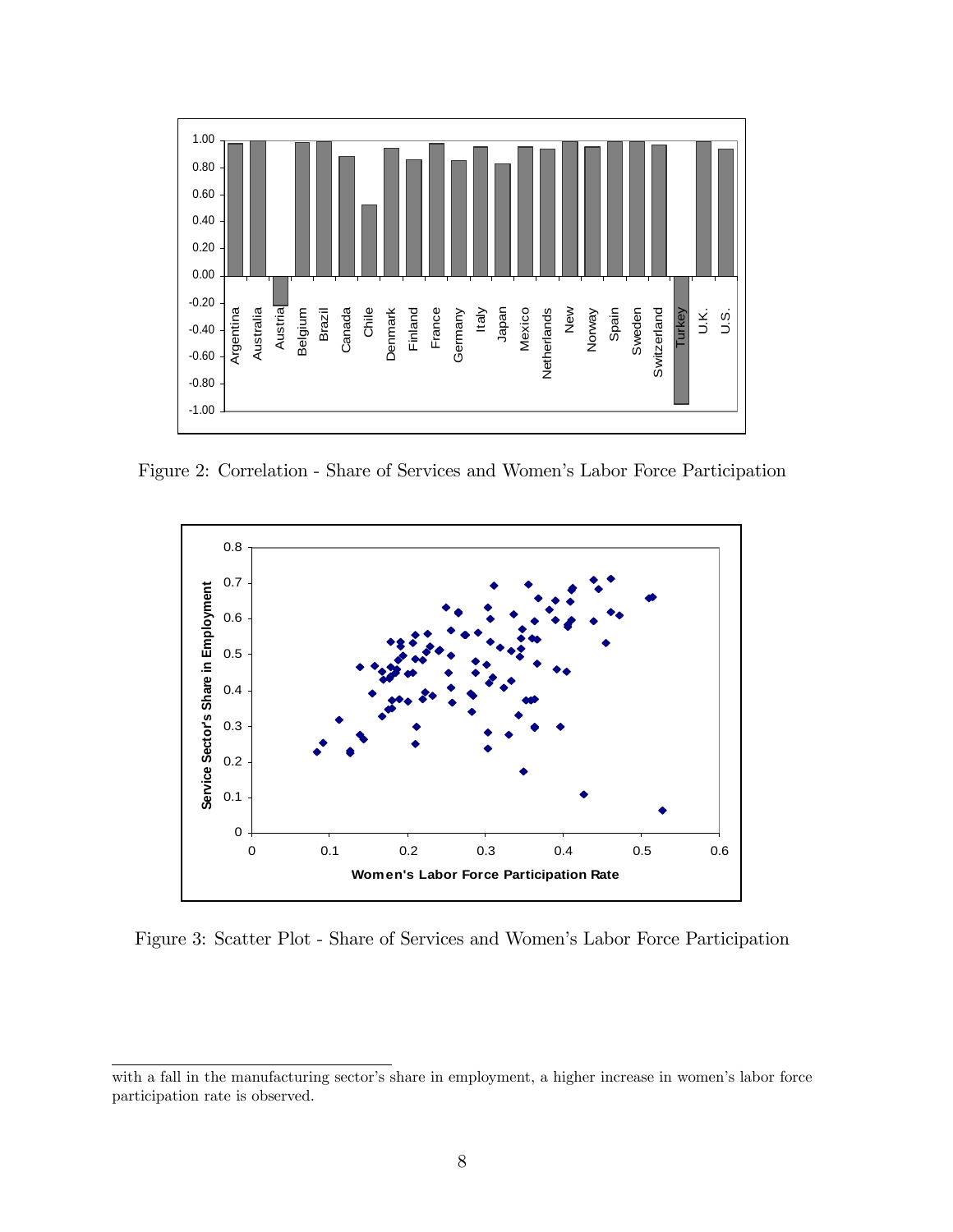Figure 2: Correlation - Share of Services and Women's Labor Force Participation

Figure 3: Scatter Plot - Share of Services and Women's Labor Force Participation

---

with a fall in the manufacturing sector's share in employment, a higher increase in women's labor force participation rate is observed.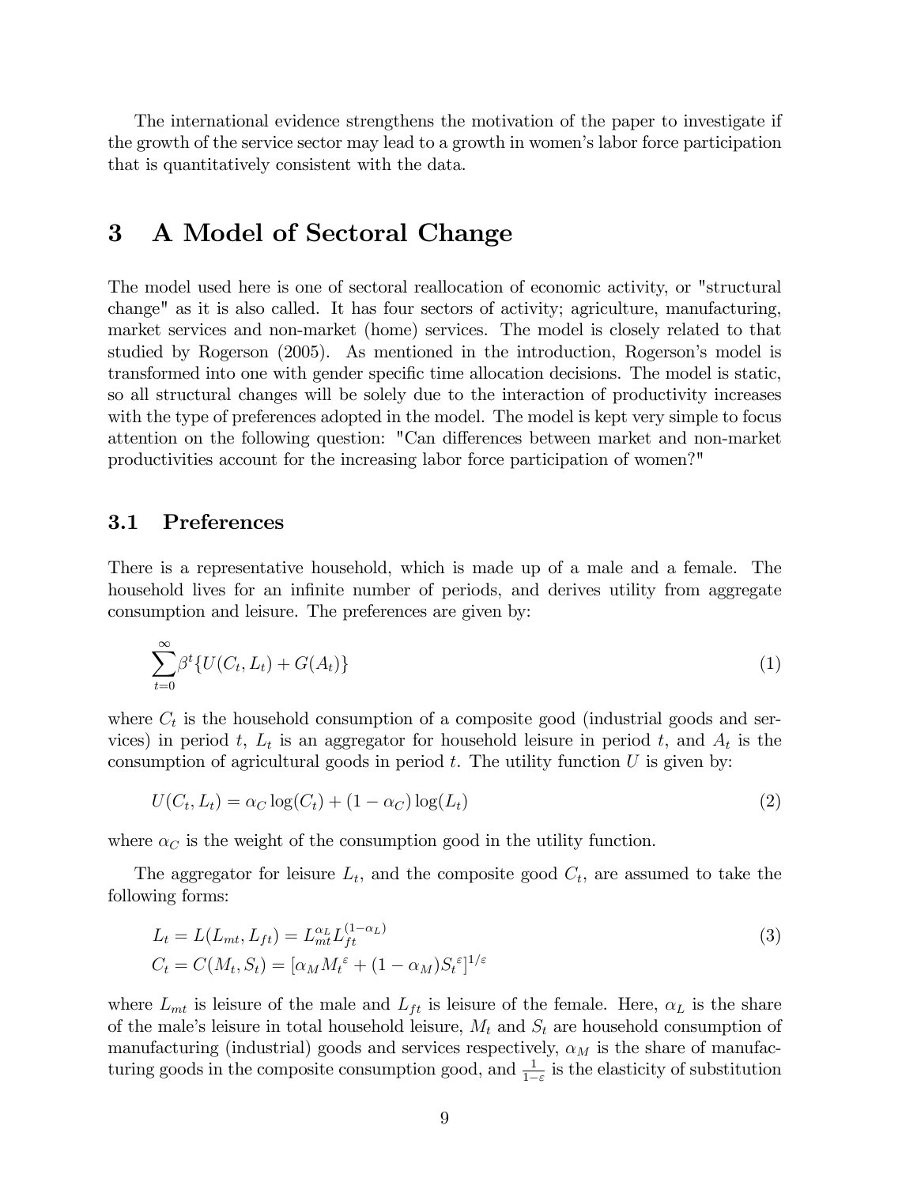The international evidence strengthens the motivation of the paper to investigate if the growth of the service sector may lead to a growth in women's labor force participation that is quantitatively consistent with the data.

# 3 A Model of Sectoral Change

The model used here is one of sectoral reallocation of economic activity, or "structural change" as it is also called. It has four sectors of activity; agriculture, manufacturing, market services and non-market (home) services. The model is closely related to that studied by Rogerson (2005). As mentioned in the introduction, Rogerson's model is transformed into one with gender specific time allocation decisions. The model is static, so all structural changes will be solely due to the interaction of productivity increases with the type of preferences adopted in the model. The model is kept very simple to focus attention on the following question: "Can differences between market and non-market productivities account for the increasing labor force participation of women?"

## 3.1 Preferences

There is a representative household, which is made up of a male and a female. The household lives for an infinite number of periods, and derives utility from aggregate consumption and leisure. The preferences are given by:

$$\sum_{t=0}^{\infty} \beta^t \{U(C_t, L_t) + G(A_t)\} \tag{1}$$

where $C_t$ is the household consumption of a composite good (industrial goods and services) in period $t$, $L_t$ is an aggregator for household leisure in period $t$, and $A_t$ is the consumption of agricultural goods in period $t$. The utility function $U$ is given by:

$$U(C_t, L_t) = \alpha_C \log(C_t) + (1 - \alpha_C) \log(L_t) \tag{2}$$

where $\alpha_C$ is the weight of the consumption good in the utility function.

The aggregator for leisure $L_t$, and the composite good $C_t$, are assumed to take the following forms:

$$\begin{aligned} L_t &= L(L_{mt}, L_{ft}) = L_{mt}^{\alpha_L} L_{ft}^{(1-\alpha_L)} \\ C_t &= C(M_t, S_t) = [\alpha_M M_t{}^{\varepsilon} + (1 - \alpha_M) S_t{}^{\varepsilon}]^{1/\varepsilon} \end{aligned} \tag{3}$$

where $L_{mt}$ is leisure of the male and $L_{ft}$ is leisure of the female. Here, $\alpha_L$ is the share of the male's leisure in total household leisure, $M_t$ and $S_t$ are household consumption of manufacturing (industrial) goods and services respectively, $\alpha_M$ is the share of manufacturing goods in the composite consumption good, and $\frac{1}{1-\varepsilon}$ is the elasticity of substitution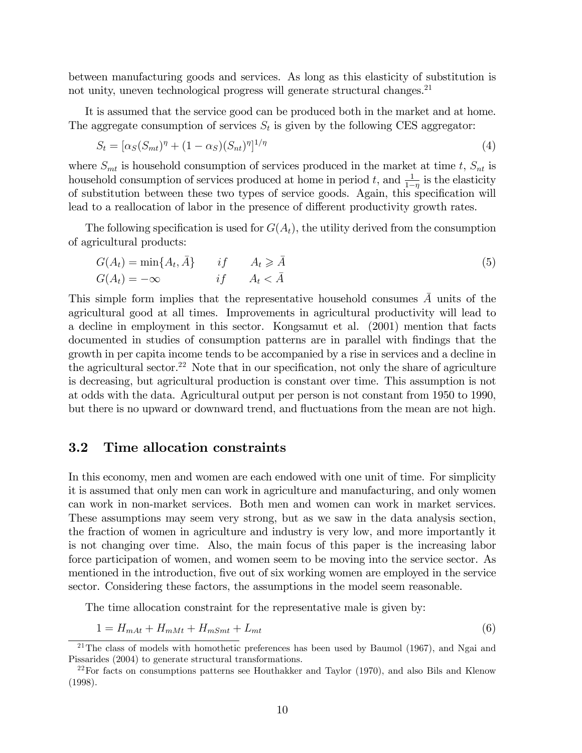between manufacturing goods and services. As long as this elasticity of substitution is not unity, uneven technological progress will generate structural changes.[21]

It is assumed that the service good can be produced both in the market and at home. The aggregate consumption of services $S_t$ is given by the following CES aggregator:

$$S_t = [\alpha_S (S_{mt})^{\eta} + (1 - \alpha_S)(S_{nt})^{\eta}]^{1/\eta} \tag{4}$$

where $S_{mt}$ is household consumption of services produced in the market at time $t$, $S_{nt}$ is household consumption of services produced at home in period $t$, and $\frac{1}{1-\eta}$ is the elasticity of substitution between these two types of service goods. Again, this specification will lead to a reallocation of labor in the presence of different productivity growth rates.

The following specification is used for $G(A_t)$, the utility derived from the consumption of agricultural products:

$$\begin{aligned} G(A_t) &= \min\{A_t, \bar{A}\} \qquad if \qquad A_t \geqslant \bar{A} \\ G(A_t) &= -\infty \qquad\qquad\;\;\, if \qquad A_t < \bar{A} \end{aligned} \tag{5}$$

This simple form implies that the representative household consumes $\bar{A}$ units of the agricultural good at all times. Improvements in agricultural productivity will lead to a decline in employment in this sector. Kongsamut et al. (2001) mention that facts documented in studies of consumption patterns are in parallel with findings that the growth in per capita income tends to be accompanied by a rise in services and a decline in the agricultural sector.[22] Note that in our specification, not only the share of agriculture is decreasing, but agricultural production is constant over time. This assumption is not at odds with the data. Agricultural output per person is not constant from 1950 to 1990, but there is no upward or downward trend, and fluctuations from the mean are not high.

## 3.2 Time allocation constraints

In this economy, men and women are each endowed with one unit of time. For simplicity it is assumed that only men can work in agriculture and manufacturing, and only women can work in non-market services. Both men and women can work in market services. These assumptions may seem very strong, but as we saw in the data analysis section, the fraction of women in agriculture and industry is very low, and more importantly it is not changing over time. Also, the main focus of this paper is the increasing labor force participation of women, and women seem to be moving into the service sector. As mentioned in the introduction, five out of six working women are employed in the service sector. Considering these factors, the assumptions in the model seem reasonable.

The time allocation constraint for the representative male is given by:

$$1 = H_{mAt} + H_{mMt} + H_{mSmt} + L_{mt} \tag{6}$$

[21] The class of models with homothetic preferences has been used by Baumol (1967), and Ngai and Pissarides (2004) to generate structural transformations.

[22] For facts on consumptions patterns see Houthakker and Taylor (1970), and also Bils and Klenow (1998).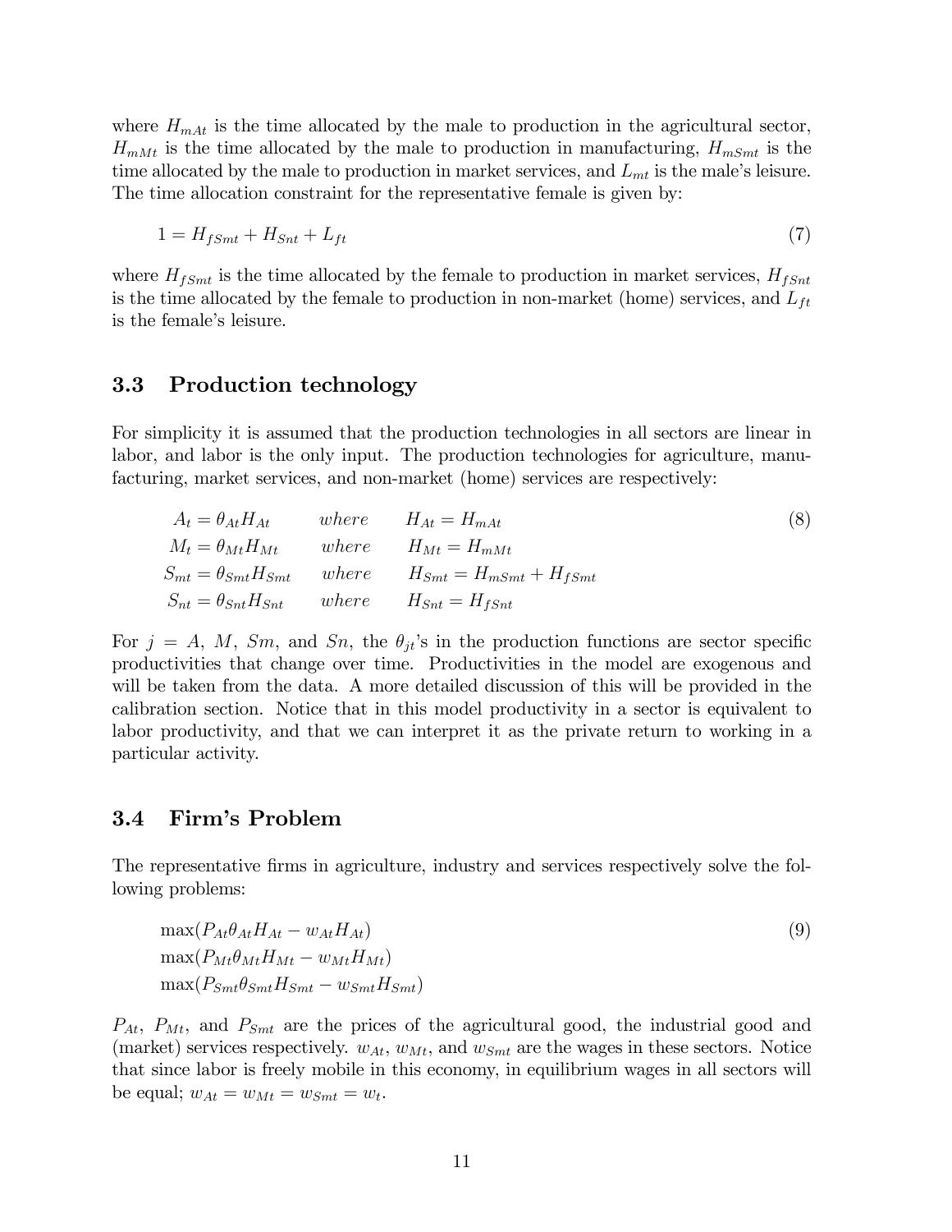where $H_{mAt}$ is the time allocated by the male to production in the agricultural sector, $H_{mMt}$ is the time allocated by the male to production in manufacturing, $H_{mSmt}$ is the time allocated by the male to production in market services, and $L_{mt}$ is the male's leisure. The time allocation constraint for the representative female is given by:

$$1 = H_{fSmt} + H_{Snt} + L_{ft} \tag{7}$$

where $H_{fSmt}$ is the time allocated by the female to production in market services, $H_{fSnt}$ is the time allocated by the female to production in non-market (home) services, and $L_{ft}$ is the female's leisure.

### 3.3 Production technology

For simplicity it is assumed that the production technologies in all sectors are linear in labor, and labor is the only input. The production technologies for agriculture, manufacturing, market services, and non-market (home) services are respectively:

$$\begin{aligned}
A_t &= \theta_{At} H_{At} \qquad where \qquad H_{At} = H_{mAt} \\
M_t &= \theta_{Mt} H_{Mt} \qquad where \qquad H_{Mt} = H_{mMt} \\
S_{mt} &= \theta_{Smt} H_{Smt} \qquad where \qquad H_{Smt} = H_{mSmt} + H_{fSmt} \\
S_{nt} &= \theta_{Snt} H_{Snt} \qquad where \qquad H_{Snt} = H_{fSnt}
\end{aligned} \tag{8}$$

For $j = A$, $M$, $Sm$, and $Sn$, the $\theta_{jt}$'s in the production functions are sector specific productivities that change over time. Productivities in the model are exogenous and will be taken from the data. A more detailed discussion of this will be provided in the calibration section. Notice that in this model productivity in a sector is equivalent to labor productivity, and that we can interpret it as the private return to working in a particular activity.

### 3.4 Firm's Problem

The representative firms in agriculture, industry and services respectively solve the following problems:

$$\begin{aligned}
&\max(P_{At}\theta_{At}H_{At} - w_{At}H_{At}) \\
&\max(P_{Mt}\theta_{Mt}H_{Mt} - w_{Mt}H_{Mt}) \\
&\max(P_{Smt}\theta_{Smt}H_{Smt} - w_{Smt}H_{Smt})
\end{aligned} \tag{9}$$

$P_{At}$, $P_{Mt}$, and $P_{Smt}$ are the prices of the agricultural good, the industrial good and (market) services respectively. $w_{At}$, $w_{Mt}$, and $w_{Smt}$ are the wages in these sectors. Notice that since labor is freely mobile in this economy, in equilibrium wages in all sectors will be equal; $w_{At} = w_{Mt} = w_{Smt} = w_t$.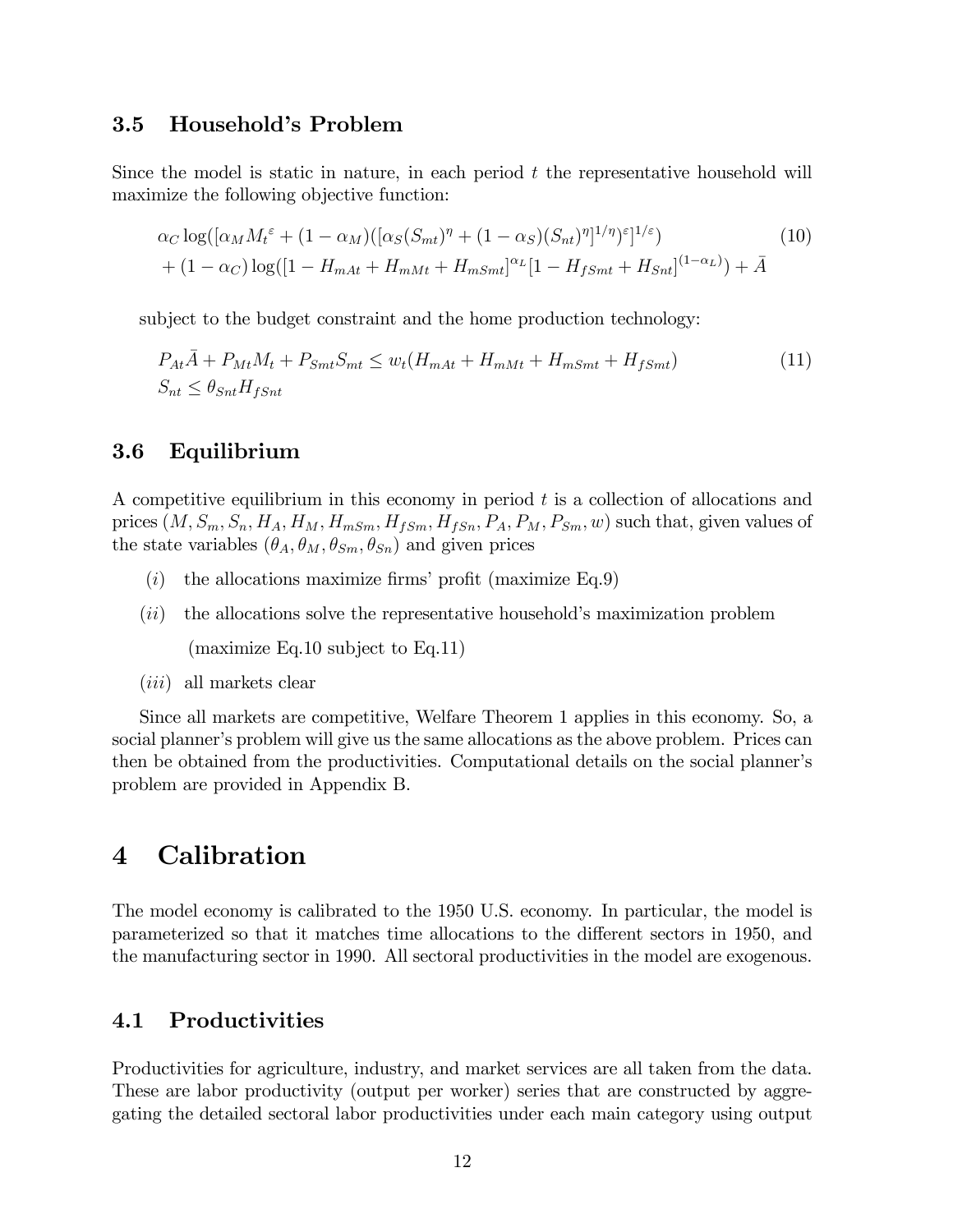### 3.5 Household's Problem

Since the model is static in nature, in each period $t$ the representative household will maximize the following objective function:

$$
\begin{aligned}
&\alpha_C \log([\alpha_M M_t^{\varepsilon} + (1-\alpha_M)([\alpha_S (S_{mt})^{\eta} + (1-\alpha_S)(S_{nt})^{\eta}]^{1/\eta})^{\varepsilon}]^{1/\varepsilon}) \\
&+ (1-\alpha_C)\log([1 - H_{mAt} + H_{mMt} + H_{mSmt}]^{\alpha_L}[1 - H_{fSmt} + H_{Snt}]^{(1-\alpha_L)}) + \bar{A}
\end{aligned} \tag{10}
$$

subject to the budget constraint and the home production technology:

$$
\begin{aligned}
&P_{At}\bar{A} + P_{Mt}M_t + P_{Smt}S_{mt} \leq w_t(H_{mAt} + H_{mMt} + H_{mSmt} + H_{fSmt}) \\
&S_{nt} \leq \theta_{Snt}H_{fSnt}
\end{aligned} \tag{11}
$$

### 3.6 Equilibrium

A competitive equilibrium in this economy in period $t$ is a collection of allocations and prices $(M, S_m, S_n, H_A, H_M, H_{mSm}, H_{fSm}, H_{fSn}, P_A, P_M, P_{Sm}, w)$ such that, given values of the state variables $(\theta_A, \theta_M, \theta_{Sm}, \theta_{Sn})$ and given prices

- $(i)$ the allocations maximize firms' profit (maximize Eq.9)
- $(ii)$ the allocations solve the representative household's maximization problem

  (maximize Eq.10 subject to Eq.11)
- $(iii)$ all markets clear

Since all markets are competitive, Welfare Theorem 1 applies in this economy. So, a social planner's problem will give us the same allocations as the above problem. Prices can then be obtained from the productivities. Computational details on the social planner's problem are provided in Appendix B.

# 4 Calibration

The model economy is calibrated to the 1950 U.S. economy. In particular, the model is parameterized so that it matches time allocations to the different sectors in 1950, and the manufacturing sector in 1990. All sectoral productivities in the model are exogenous.

## 4.1 Productivities

Productivities for agriculture, industry, and market services are all taken from the data. These are labor productivity (output per worker) series that are constructed by aggregating the detailed sectoral labor productivities under each main category using output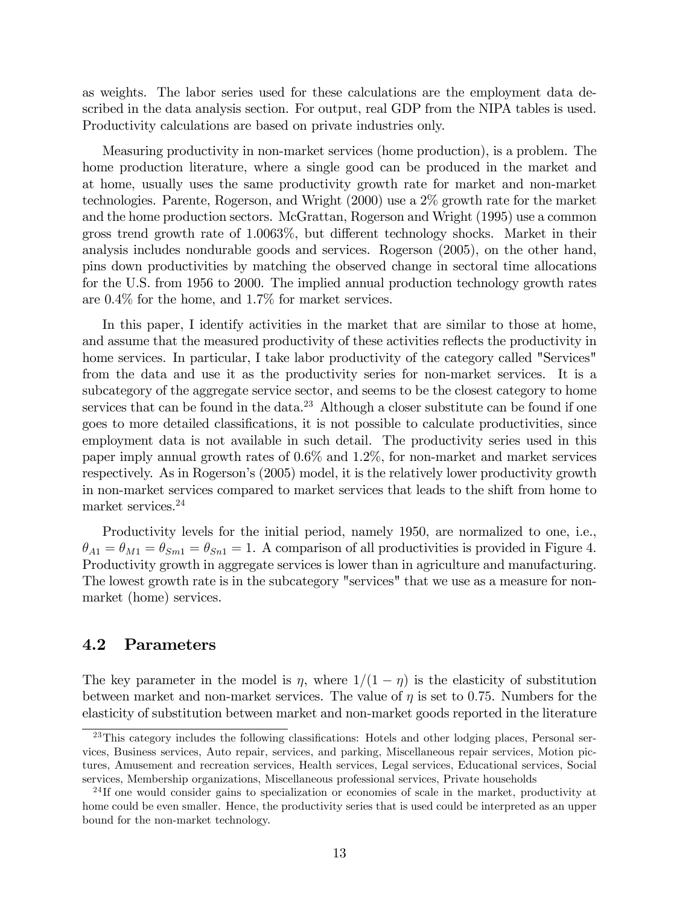as weights. The labor series used for these calculations are the employment data described in the data analysis section. For output, real GDP from the NIPA tables is used. Productivity calculations are based on private industries only.

Measuring productivity in non-market services (home production), is a problem. The home production literature, where a single good can be produced in the market and at home, usually uses the same productivity growth rate for market and non-market technologies. Parente, Rogerson, and Wright (2000) use a 2% growth rate for the market and the home production sectors. McGrattan, Rogerson and Wright (1995) use a common gross trend growth rate of 1.0063%, but different technology shocks. Market in their analysis includes nondurable goods and services. Rogerson (2005), on the other hand, pins down productivities by matching the observed change in sectoral time allocations for the U.S. from 1956 to 2000. The implied annual production technology growth rates are 0.4% for the home, and 1.7% for market services.

In this paper, I identify activities in the market that are similar to those at home, and assume that the measured productivity of these activities reflects the productivity in home services. In particular, I take labor productivity of the category called "Services" from the data and use it as the productivity series for non-market services. It is a subcategory of the aggregate service sector, and seems to be the closest category to home services that can be found in the data.[23] Although a closer substitute can be found if one goes to more detailed classifications, it is not possible to calculate productivities, since employment data is not available in such detail. The productivity series used in this paper imply annual growth rates of 0.6% and 1.2%, for non-market and market services respectively. As in Rogerson's (2005) model, it is the relatively lower productivity growth in non-market services compared to market services that leads to the shift from home to market services.[24]

Productivity levels for the initial period, namely 1950, are normalized to one, i.e., $\theta_{A1} = \theta_{M1} = \theta_{Sm1} = \theta_{Sn1} = 1$. A comparison of all productivities is provided in Figure 4. Productivity growth in aggregate services is lower than in agriculture and manufacturing. The lowest growth rate is in the subcategory "services" that we use as a measure for non-market (home) services.

## 4.2 Parameters

The key parameter in the model is $\eta$, where $1/(1-\eta)$ is the elasticity of substitution between market and non-market services. The value of $\eta$ is set to 0.75. Numbers for the elasticity of substitution between market and non-market goods reported in the literature

[23] This category includes the following classifications: Hotels and other lodging places, Personal services, Business services, Auto repair, services, and parking, Miscellaneous repair services, Motion pictures, Amusement and recreation services, Health services, Legal services, Educational services, Social services, Membership organizations, Miscellaneous professional services, Private households

[24] If one would consider gains to specialization or economies of scale in the market, productivity at home could be even smaller. Hence, the productivity series that is used could be interpreted as an upper bound for the non-market technology.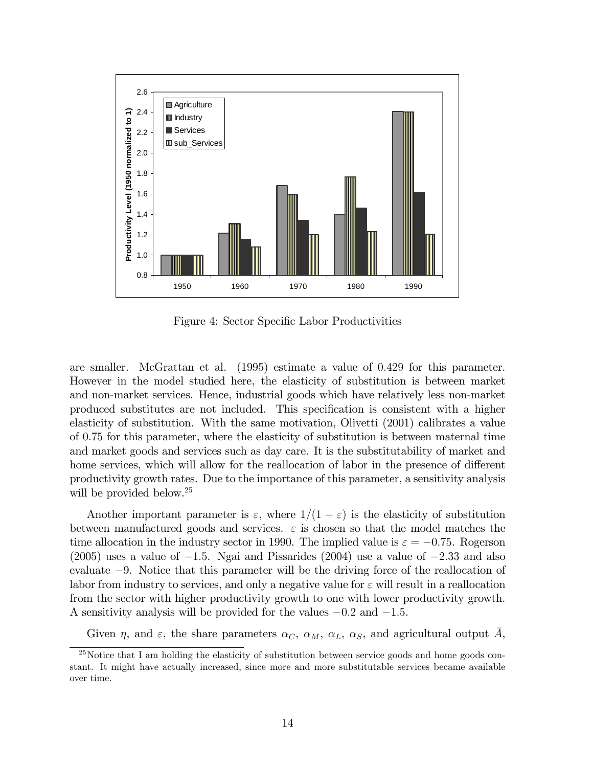Figure 4: Sector Specific Labor Productivities

are smaller. McGrattan et al. (1995) estimate a value of 0.429 for this parameter. However in the model studied here, the elasticity of substitution is between market and non-market services. Hence, industrial goods which have relatively less non-market produced substitutes are not included. This specification is consistent with a higher elasticity of substitution. With the same motivation, Olivetti (2001) calibrates a value of 0.75 for this parameter, where the elasticity of substitution is between maternal time and market goods and services such as day care. It is the substitutability of market and home services, which will allow for the reallocation of labor in the presence of different productivity growth rates. Due to the importance of this parameter, a sensitivity analysis will be provided below.[25]

Another important parameter is $\varepsilon$, where $1/(1-\varepsilon)$ is the elasticity of substitution between manufactured goods and services. $\varepsilon$ is chosen so that the model matches the time allocation in the industry sector in 1990. The implied value is $\varepsilon = -0.75$. Rogerson (2005) uses a value of $-1.5$. Ngai and Pissarides (2004) use a value of $-2.33$ and also evaluate $-9$. Notice that this parameter will be the driving force of the reallocation of labor from industry to services, and only a negative value for $\varepsilon$ will result in a reallocation from the sector with higher productivity growth to one with lower productivity growth. A sensitivity analysis will be provided for the values $-0.2$ and $-1.5$.

Given $\eta$, and $\varepsilon$, the share parameters $\alpha_C$, $\alpha_M$, $\alpha_L$, $\alpha_S$, and agricultural output $\bar{A}$,

[25] Notice that I am holding the elasticity of substitution between service goods and home goods constant. It might have actually increased, since more and more substitutable services became available over time.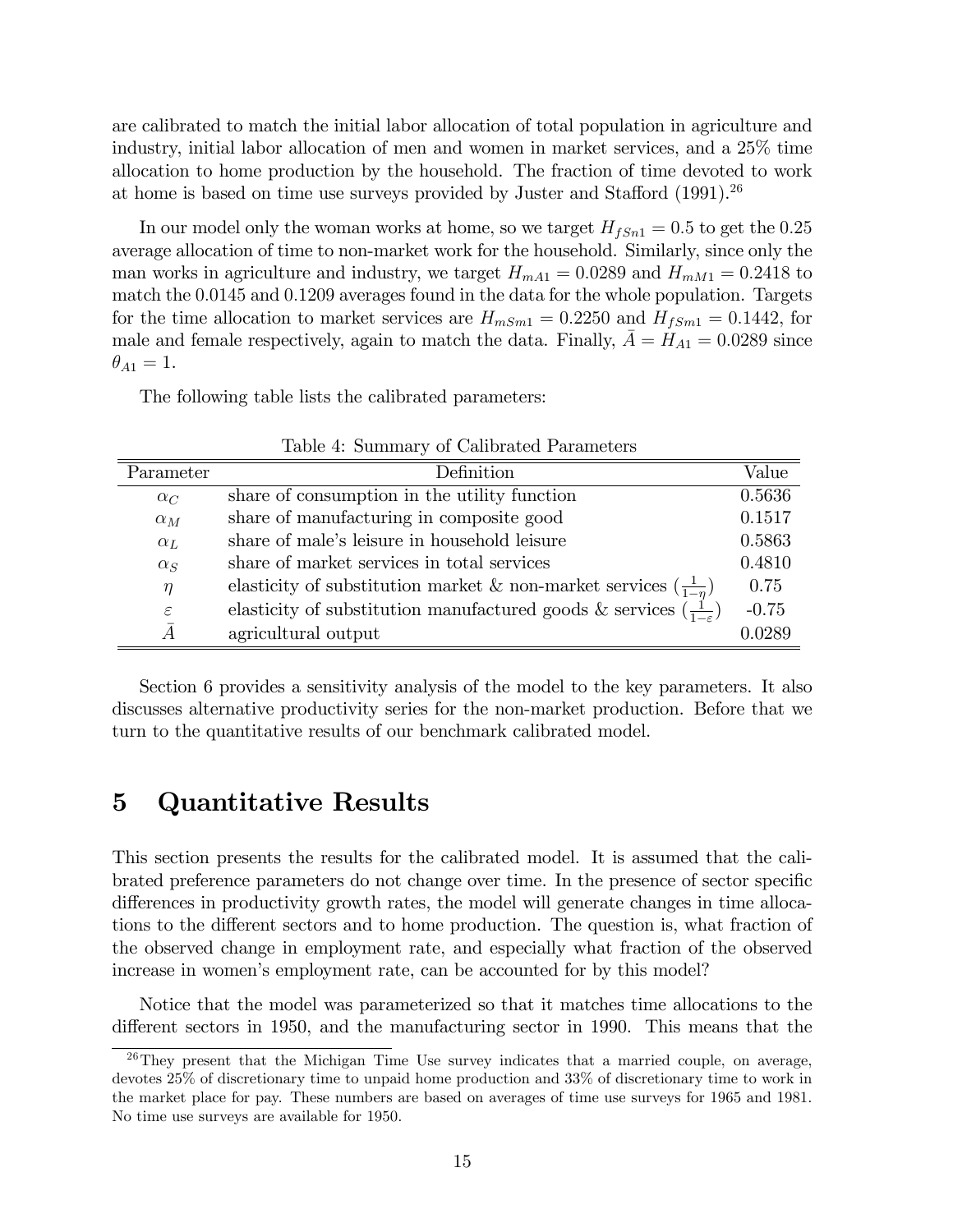are calibrated to match the initial labor allocation of total population in agriculture and industry, initial labor allocation of men and women in market services, and a 25% time allocation to home production by the household. The fraction of time devoted to work at home is based on time use surveys provided by Juster and Stafford (1991).[26]

In our model only the woman works at home, so we target $H_{fSn1} = 0.5$ to get the 0.25 average allocation of time to non-market work for the household. Similarly, since only the man works in agriculture and industry, we target $H_{mA1} = 0.0289$ and $H_{mM1} = 0.2418$ to match the 0.0145 and 0.1209 averages found in the data for the whole population. Targets for the time allocation to market services are $H_{mSm1} = 0.2250$ and $H_{fSm1} = 0.1442$, for male and female respectively, again to match the data. Finally, $\bar{A} = H_{A1} = 0.0289$ since $\theta_{A1} = 1$.

The following table lists the calibrated parameters:

Table 4: Summary of Calibrated Parameters

| Parameter | Definition | Value |
|---|---|---|
| $\alpha_C$ | share of consumption in the utility function | 0.5636 |
| $\alpha_M$ | share of manufacturing in composite good | 0.1517 |
| $\alpha_L$ | share of male's leisure in household leisure | 0.5863 |
| $\alpha_S$ | share of market services in total services | 0.4810 |
| $\eta$ | elasticity of substitution market & non-market services ($\frac{1}{1-\eta}$) | 0.75 |
| $\varepsilon$ | elasticity of substitution manufactured goods & services ($\frac{1}{1-\varepsilon}$) | -0.75 |
| $\bar{A}$ | agricultural output | 0.0289 |

Section 6 provides a sensitivity analysis of the model to the key parameters. It also discusses alternative productivity series for the non-market production. Before that we turn to the quantitative results of our benchmark calibrated model.

# 5 Quantitative Results

This section presents the results for the calibrated model. It is assumed that the calibrated preference parameters do not change over time. In the presence of sector specific differences in productivity growth rates, the model will generate changes in time allocations to the different sectors and to home production. The question is, what fraction of the observed change in employment rate, and especially what fraction of the observed increase in women's employment rate, can be accounted for by this model?

Notice that the model was parameterized so that it matches time allocations to the different sectors in 1950, and the manufacturing sector in 1990. This means that the

[26] They present that the Michigan Time Use survey indicates that a married couple, on average, devotes 25% of discretionary time to unpaid home production and 33% of discretionary time to work in the market place for pay. These numbers are based on averages of time use surveys for 1965 and 1981. No time use surveys are available for 1950.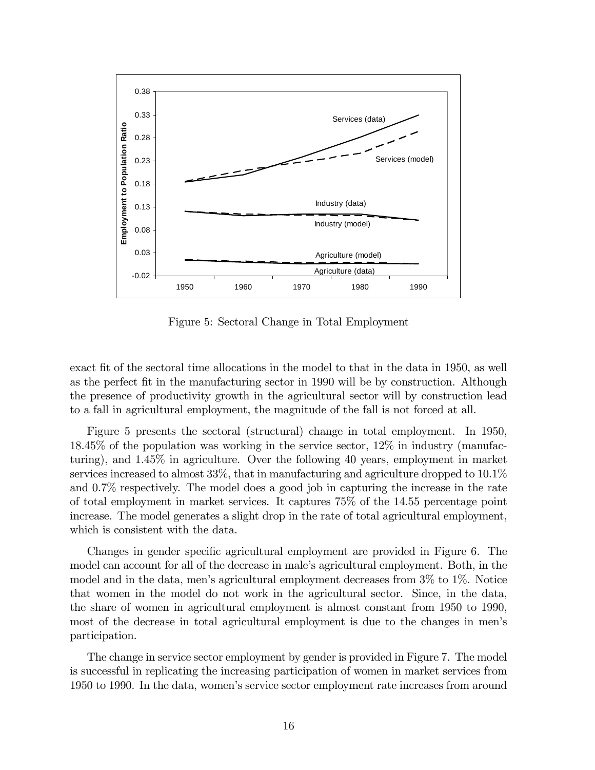Figure 5: Sectoral Change in Total Employment

exact fit of the sectoral time allocations in the model to that in the data in 1950, as well as the perfect fit in the manufacturing sector in 1990 will be by construction. Although the presence of productivity growth in the agricultural sector will by construction lead to a fall in agricultural employment, the magnitude of the fall is not forced at all.

Figure 5 presents the sectoral (structural) change in total employment. In 1950, 18.45% of the population was working in the service sector, 12% in industry (manufacturing), and 1.45% in agriculture. Over the following 40 years, employment in market services increased to almost 33%, that in manufacturing and agriculture dropped to 10.1% and 0.7% respectively. The model does a good job in capturing the increase in the rate of total employment in market services. It captures 75% of the 14.55 percentage point increase. The model generates a slight drop in the rate of total agricultural employment, which is consistent with the data.

Changes in gender specific agricultural employment are provided in Figure 6. The model can account for all of the decrease in male's agricultural employment. Both, in the model and in the data, men's agricultural employment decreases from 3% to 1%. Notice that women in the model do not work in the agricultural sector. Since, in the data, the share of women in agricultural employment is almost constant from 1950 to 1990, most of the decrease in total agricultural employment is due to the changes in men's participation.

The change in service sector employment by gender is provided in Figure 7. The model is successful in replicating the increasing participation of women in market services from 1950 to 1990. In the data, women's service sector employment rate increases from around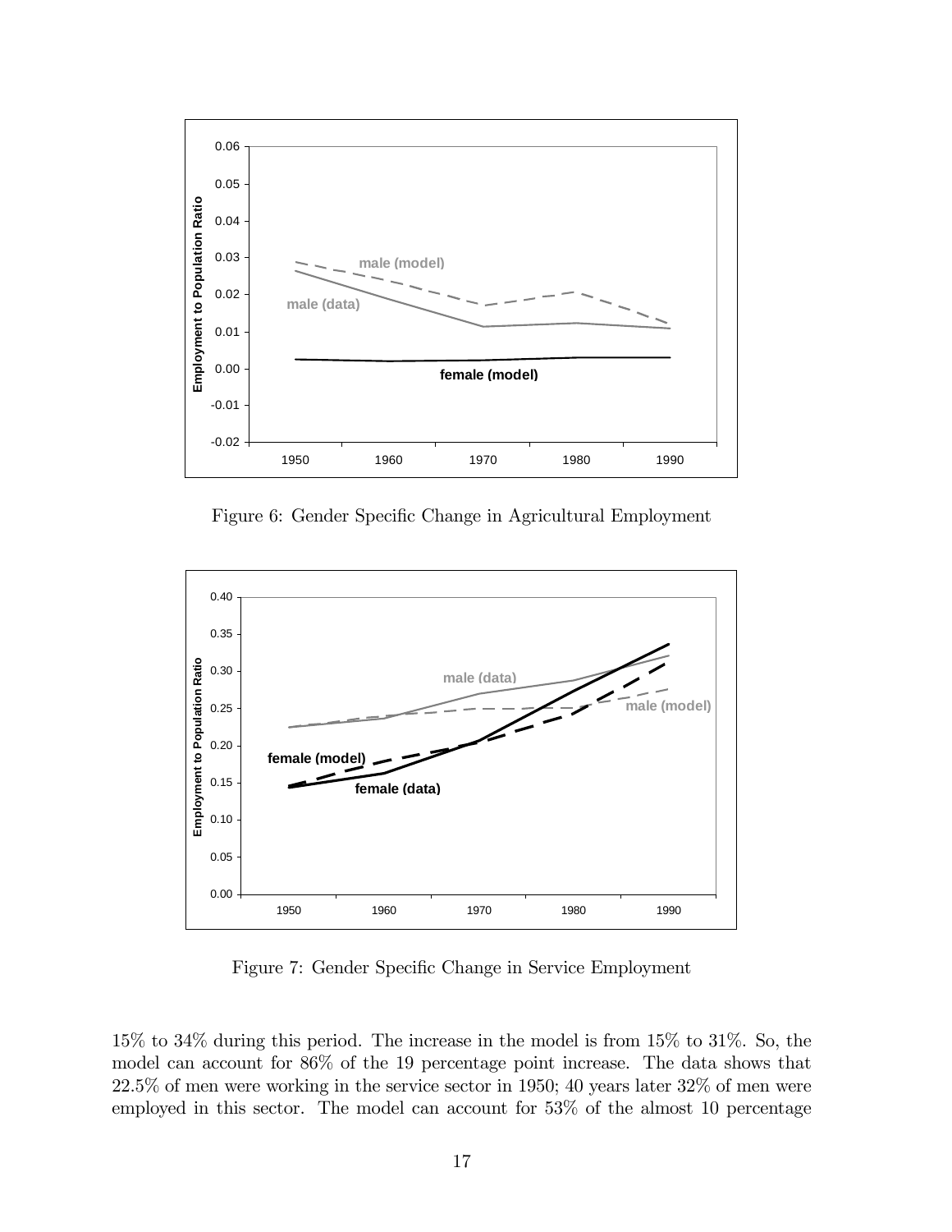Figure 6: Gender Specific Change in Agricultural Employment

Figure 7: Gender Specific Change in Service Employment

15% to 34% during this period. The increase in the model is from 15% to 31%. So, the model can account for 86% of the 19 percentage point increase. The data shows that 22.5% of men were working in the service sector in 1950; 40 years later 32% of men were employed in this sector. The model can account for 53% of the almost 10 percentage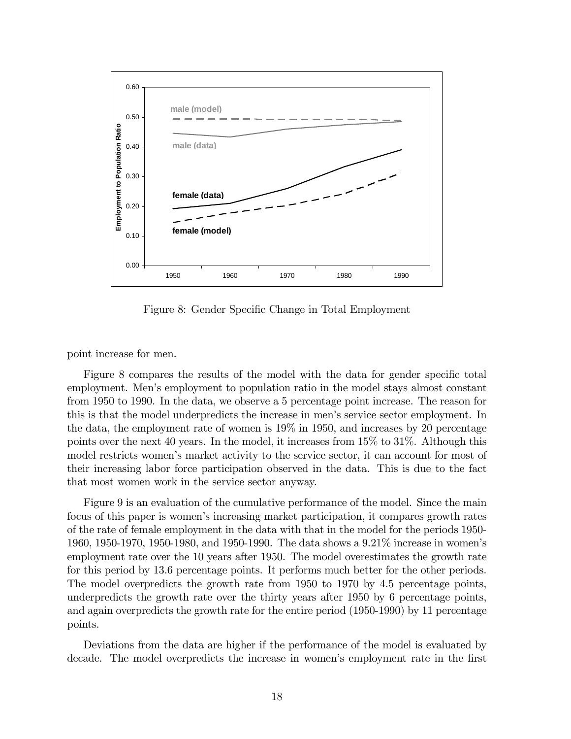Figure 8: Gender Specific Change in Total Employment

point increase for men.

Figure 8 compares the results of the model with the data for gender specific total employment. Men's employment to population ratio in the model stays almost constant from 1950 to 1990. In the data, we observe a 5 percentage point increase. The reason for this is that the model underpredicts the increase in men's service sector employment. In the data, the employment rate of women is 19% in 1950, and increases by 20 percentage points over the next 40 years. In the model, it increases from 15% to 31%. Although this model restricts women's market activity to the service sector, it can account for most of their increasing labor force participation observed in the data. This is due to the fact that most women work in the service sector anyway.

Figure 9 is an evaluation of the cumulative performance of the model. Since the main focus of this paper is women's increasing market participation, it compares growth rates of the rate of female employment in the data with that in the model for the periods 1950-1960, 1950-1970, 1950-1980, and 1950-1990. The data shows a 9.21% increase in women's employment rate over the 10 years after 1950. The model overestimates the growth rate for this period by 13.6 percentage points. It performs much better for the other periods. The model overpredicts the growth rate from 1950 to 1970 by 4.5 percentage points, underpredicts the growth rate over the thirty years after 1950 by 6 percentage points, and again overpredicts the growth rate for the entire period (1950-1990) by 11 percentage points.

Deviations from the data are higher if the performance of the model is evaluated by decade. The model overpredicts the increase in women's employment rate in the first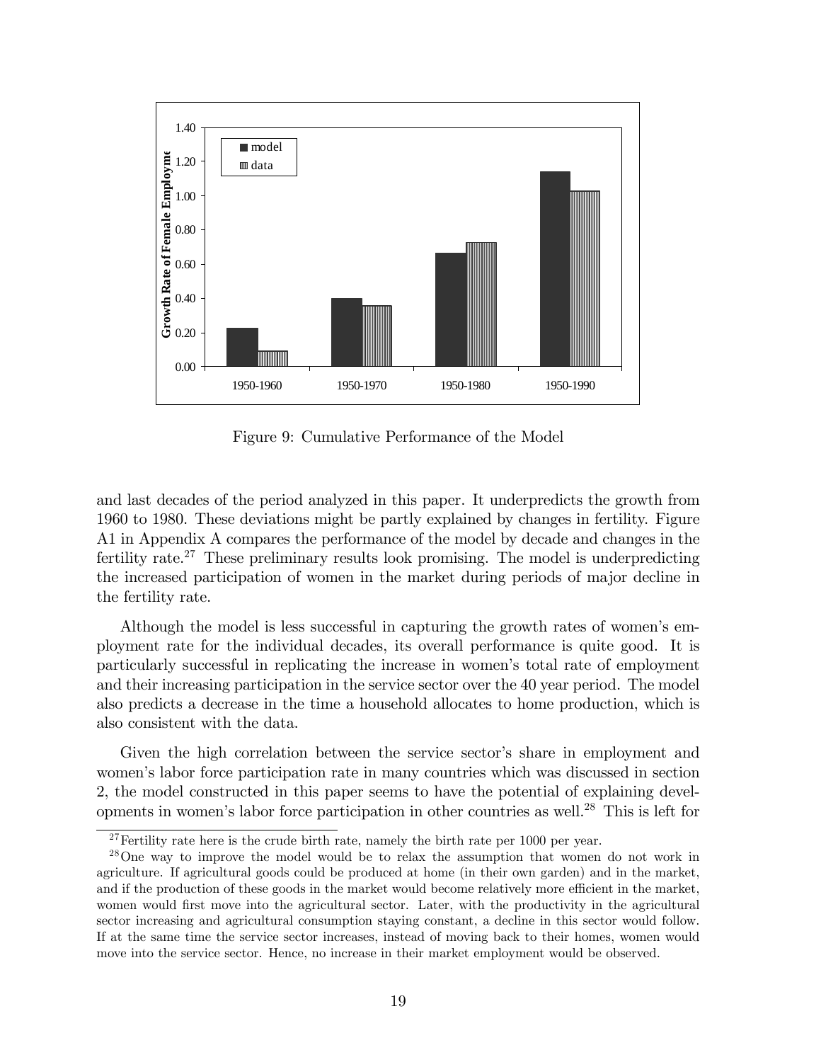Figure 9: Cumulative Performance of the Model

and last decades of the period analyzed in this paper. It underpredicts the growth from 1960 to 1980. These deviations might be partly explained by changes in fertility. Figure A1 in Appendix A compares the performance of the model by decade and changes in the fertility rate.[27] These preliminary results look promising. The model is underpredicting the increased participation of women in the market during periods of major decline in the fertility rate.

Although the model is less successful in capturing the growth rates of women's employment rate for the individual decades, its overall performance is quite good. It is particularly successful in replicating the increase in women's total rate of employment and their increasing participation in the service sector over the 40 year period. The model also predicts a decrease in the time a household allocates to home production, which is also consistent with the data.

Given the high correlation between the service sector's share in employment and women's labor force participation rate in many countries which was discussed in section 2, the model constructed in this paper seems to have the potential of explaining developments in women's labor force participation in other countries as well.[28] This is left for

---

[27] Fertility rate here is the crude birth rate, namely the birth rate per 1000 per year.

[28] One way to improve the model would be to relax the assumption that women do not work in agriculture. If agricultural goods could be produced at home (in their own garden) and in the market, and if the production of these goods in the market would become relatively more efficient in the market, women would first move into the agricultural sector. Later, with the productivity in the agricultural sector increasing and agricultural consumption staying constant, a decline in this sector would follow. If at the same time the service sector increases, instead of moving back to their homes, women would move into the service sector. Hence, no increase in their market employment would be observed.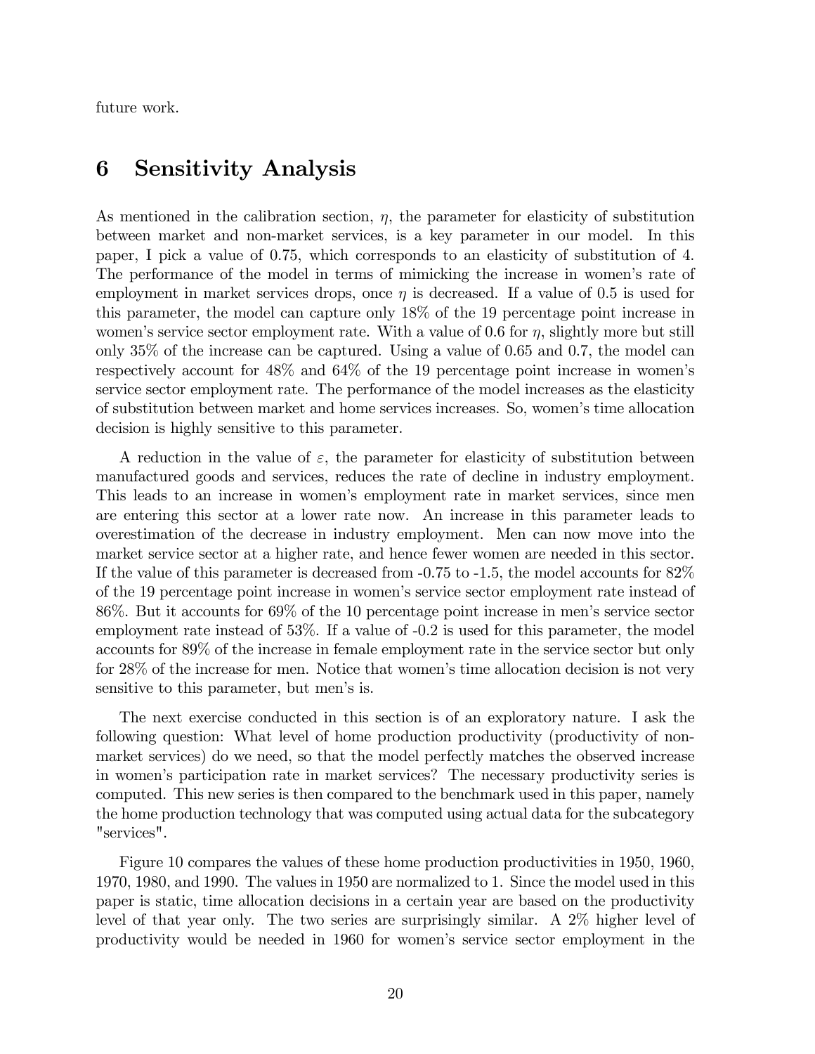future work.

# 6 Sensitivity Analysis

As mentioned in the calibration section, $\eta$, the parameter for elasticity of substitution between market and non-market services, is a key parameter in our model. In this paper, I pick a value of 0.75, which corresponds to an elasticity of substitution of 4. The performance of the model in terms of mimicking the increase in women's rate of employment in market services drops, once $\eta$ is decreased. If a value of 0.5 is used for this parameter, the model can capture only 18% of the 19 percentage point increase in women's service sector employment rate. With a value of 0.6 for $\eta$, slightly more but still only 35% of the increase can be captured. Using a value of 0.65 and 0.7, the model can respectively account for 48% and 64% of the 19 percentage point increase in women's service sector employment rate. The performance of the model increases as the elasticity of substitution between market and home services increases. So, women's time allocation decision is highly sensitive to this parameter.

A reduction in the value of $\varepsilon$, the parameter for elasticity of substitution between manufactured goods and services, reduces the rate of decline in industry employment. This leads to an increase in women's employment rate in market services, since men are entering this sector at a lower rate now. An increase in this parameter leads to overestimation of the decrease in industry employment. Men can now move into the market service sector at a higher rate, and hence fewer women are needed in this sector. If the value of this parameter is decreased from -0.75 to -1.5, the model accounts for 82% of the 19 percentage point increase in women's service sector employment rate instead of 86%. But it accounts for 69% of the 10 percentage point increase in men's service sector employment rate instead of 53%. If a value of -0.2 is used for this parameter, the model accounts for 89% of the increase in female employment rate in the service sector but only for 28% of the increase for men. Notice that women's time allocation decision is not very sensitive to this parameter, but men's is.

The next exercise conducted in this section is of an exploratory nature. I ask the following question: What level of home production productivity (productivity of non-market services) do we need, so that the model perfectly matches the observed increase in women's participation rate in market services? The necessary productivity series is computed. This new series is then compared to the benchmark used in this paper, namely the home production technology that was computed using actual data for the subcategory "services".

Figure 10 compares the values of these home production productivities in 1950, 1960, 1970, 1980, and 1990. The values in 1950 are normalized to 1. Since the model used in this paper is static, time allocation decisions in a certain year are based on the productivity level of that year only. The two series are surprisingly similar. A 2% higher level of productivity would be needed in 1960 for women's service sector employment in the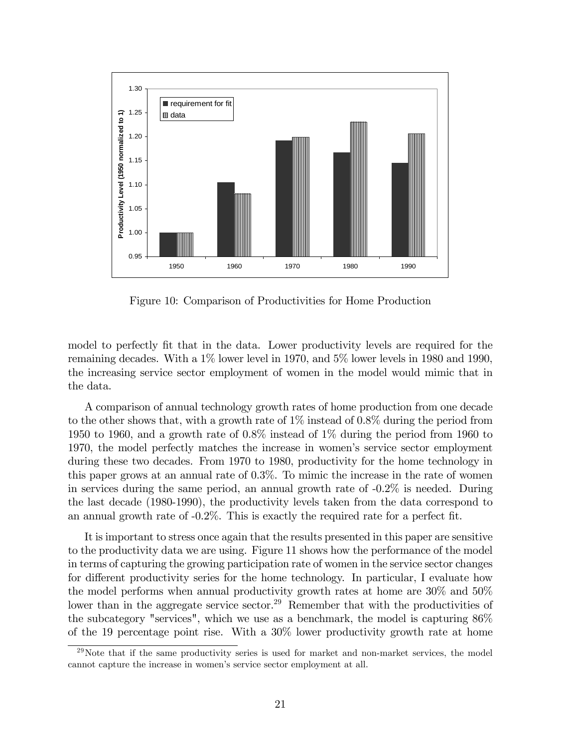Figure 10: Comparison of Productivities for Home Production

model to perfectly fit that in the data. Lower productivity levels are required for the remaining decades. With a 1% lower level in 1970, and 5% lower levels in 1980 and 1990, the increasing service sector employment of women in the model would mimic that in the data.

A comparison of annual technology growth rates of home production from one decade to the other shows that, with a growth rate of 1% instead of 0.8% during the period from 1950 to 1960, and a growth rate of 0.8% instead of 1% during the period from 1960 to 1970, the model perfectly matches the increase in women's service sector employment during these two decades. From 1970 to 1980, productivity for the home technology in this paper grows at an annual rate of 0.3%. To mimic the increase in the rate of women in services during the same period, an annual growth rate of -0.2% is needed. During the last decade (1980-1990), the productivity levels taken from the data correspond to an annual growth rate of -0.2%. This is exactly the required rate for a perfect fit.

It is important to stress once again that the results presented in this paper are sensitive to the productivity data we are using. Figure 11 shows how the performance of the model in terms of capturing the growing participation rate of women in the service sector changes for different productivity series for the home technology. In particular, I evaluate how the model performs when annual productivity growth rates at home are 30% and 50% lower than in the aggregate service sector.[29] Remember that with the productivities of the subcategory "services", which we use as a benchmark, the model is capturing 86% of the 19 percentage point rise. With a 30% lower productivity growth rate at home

[29] Note that if the same productivity series is used for market and non-market services, the model cannot capture the increase in women's service sector employment at all.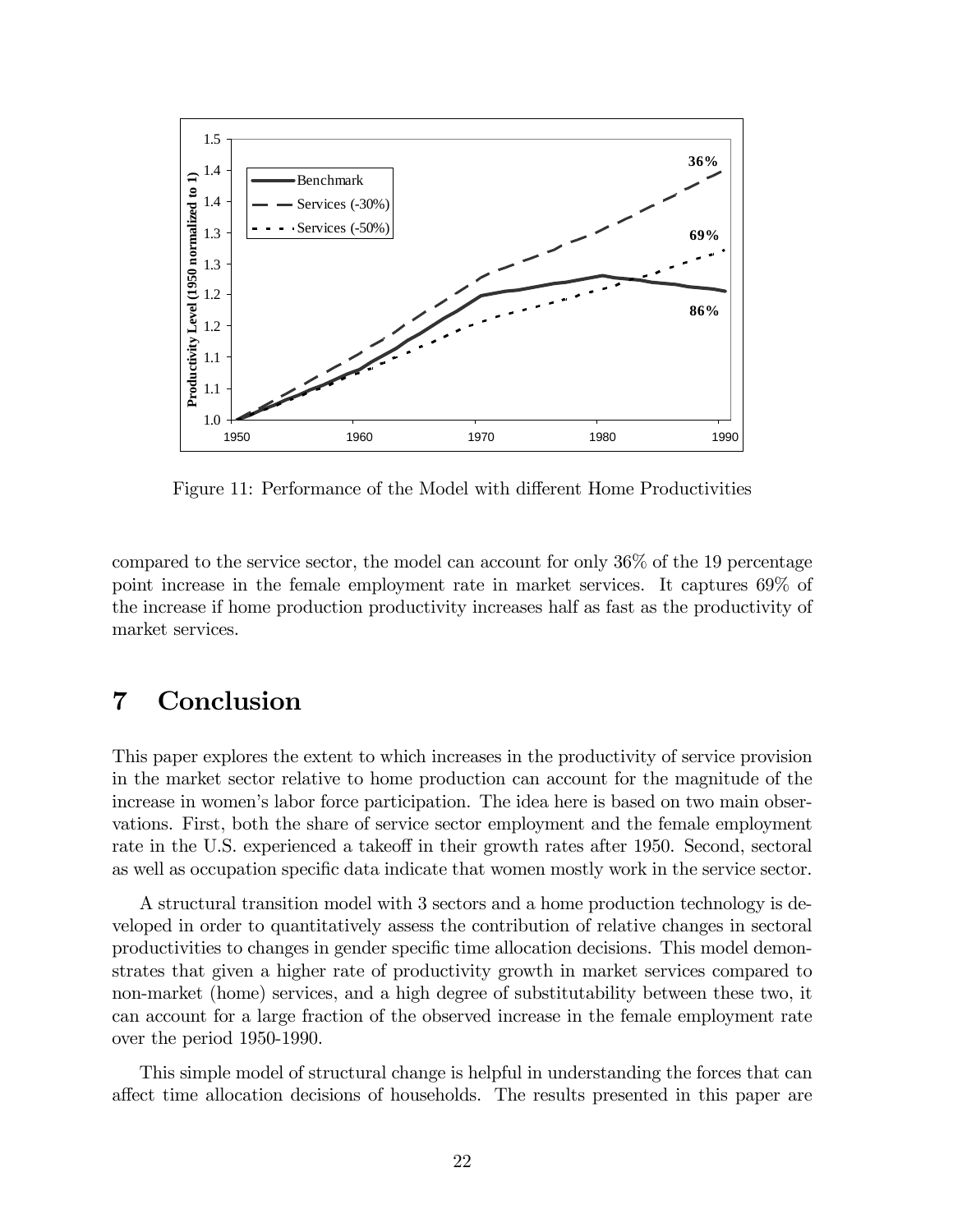Figure 11: Performance of the Model with different Home Productivities

compared to the service sector, the model can account for only 36% of the 19 percentage point increase in the female employment rate in market services. It captures 69% of the increase if home production productivity increases half as fast as the productivity of market services.

# 7 Conclusion

This paper explores the extent to which increases in the productivity of service provision in the market sector relative to home production can account for the magnitude of the increase in women's labor force participation. The idea here is based on two main observations. First, both the share of service sector employment and the female employment rate in the U.S. experienced a takeoff in their growth rates after 1950. Second, sectoral as well as occupation specific data indicate that women mostly work in the service sector.

A structural transition model with 3 sectors and a home production technology is developed in order to quantitatively assess the contribution of relative changes in sectoral productivities to changes in gender specific time allocation decisions. This model demonstrates that given a higher rate of productivity growth in market services compared to non-market (home) services, and a high degree of substitutability between these two, it can account for a large fraction of the observed increase in the female employment rate over the period 1950-1990.

This simple model of structural change is helpful in understanding the forces that can affect time allocation decisions of households. The results presented in this paper are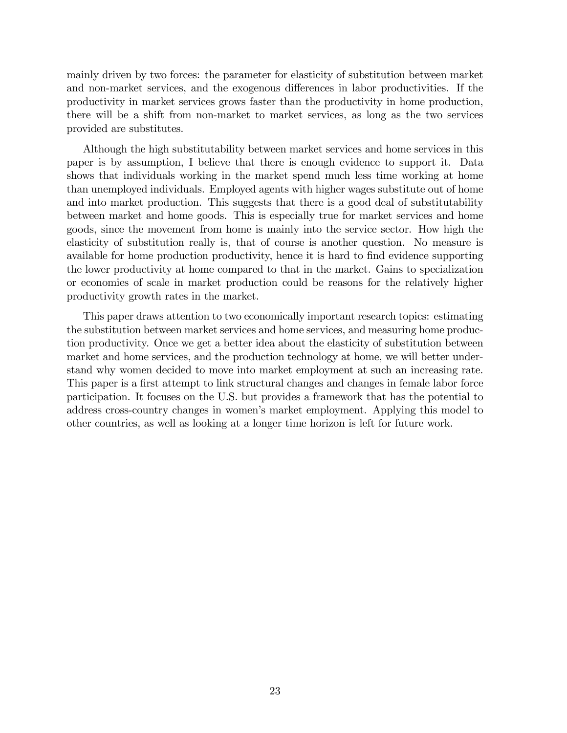mainly driven by two forces: the parameter for elasticity of substitution between market and non-market services, and the exogenous differences in labor productivities. If the productivity in market services grows faster than the productivity in home production, there will be a shift from non-market to market services, as long as the two services provided are substitutes.

Although the high substitutability between market services and home services in this paper is by assumption, I believe that there is enough evidence to support it. Data shows that individuals working in the market spend much less time working at home than unemployed individuals. Employed agents with higher wages substitute out of home and into market production. This suggests that there is a good deal of substitutability between market and home goods. This is especially true for market services and home goods, since the movement from home is mainly into the service sector. How high the elasticity of substitution really is, that of course is another question. No measure is available for home production productivity, hence it is hard to find evidence supporting the lower productivity at home compared to that in the market. Gains to specialization or economies of scale in market production could be reasons for the relatively higher productivity growth rates in the market.

This paper draws attention to two economically important research topics: estimating the substitution between market services and home services, and measuring home production productivity. Once we get a better idea about the elasticity of substitution between market and home services, and the production technology at home, we will better understand why women decided to move into market employment at such an increasing rate. This paper is a first attempt to link structural changes and changes in female labor force participation. It focuses on the U.S. but provides a framework that has the potential to address cross-country changes in women's market employment. Applying this model to other countries, as well as looking at a longer time horizon is left for future work.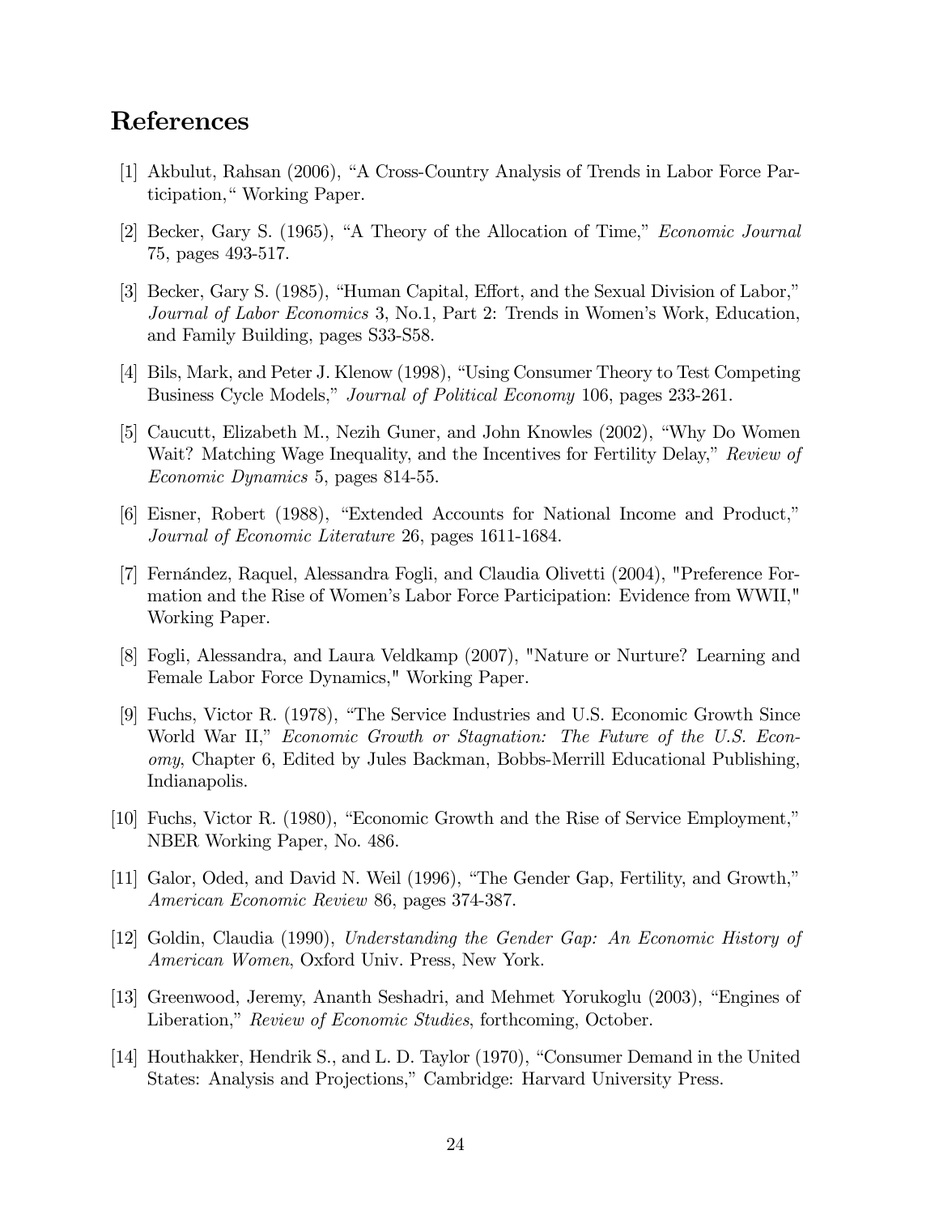## References

[1] Akbulut, Rahsan (2006), "A Cross-Country Analysis of Trends in Labor Force Participation," Working Paper.

[2] Becker, Gary S. (1965), "A Theory of the Allocation of Time," *Economic Journal* 75, pages 493-517.

[3] Becker, Gary S. (1985), "Human Capital, Effort, and the Sexual Division of Labor," *Journal of Labor Economics* 3, No.1, Part 2: Trends in Women's Work, Education, and Family Building, pages S33-S58.

[4] Bils, Mark, and Peter J. Klenow (1998), "Using Consumer Theory to Test Competing Business Cycle Models," *Journal of Political Economy* 106, pages 233-261.

[5] Caucutt, Elizabeth M., Nezih Guner, and John Knowles (2002), "Why Do Women Wait? Matching Wage Inequality, and the Incentives for Fertility Delay," *Review of Economic Dynamics* 5, pages 814-55.

[6] Eisner, Robert (1988), "Extended Accounts for National Income and Product," *Journal of Economic Literature* 26, pages 1611-1684.

[7] Fernández, Raquel, Alessandra Fogli, and Claudia Olivetti (2004), "Preference Formation and the Rise of Women's Labor Force Participation: Evidence from WWII," Working Paper.

[8] Fogli, Alessandra, and Laura Veldkamp (2007), "Nature or Nurture? Learning and Female Labor Force Dynamics," Working Paper.

[9] Fuchs, Victor R. (1978), "The Service Industries and U.S. Economic Growth Since World War II," *Economic Growth or Stagnation: The Future of the U.S. Economy*, Chapter 6, Edited by Jules Backman, Bobbs-Merrill Educational Publishing, Indianapolis.

[10] Fuchs, Victor R. (1980), "Economic Growth and the Rise of Service Employment," NBER Working Paper, No. 486.

[11] Galor, Oded, and David N. Weil (1996), "The Gender Gap, Fertility, and Growth," *American Economic Review* 86, pages 374-387.

[12] Goldin, Claudia (1990), *Understanding the Gender Gap: An Economic History of American Women*, Oxford Univ. Press, New York.

[13] Greenwood, Jeremy, Ananth Seshadri, and Mehmet Yorukoglu (2003), "Engines of Liberation," *Review of Economic Studies*, forthcoming, October.

[14] Houthakker, Hendrik S., and L. D. Taylor (1970), "Consumer Demand in the United States: Analysis and Projections," Cambridge: Harvard University Press.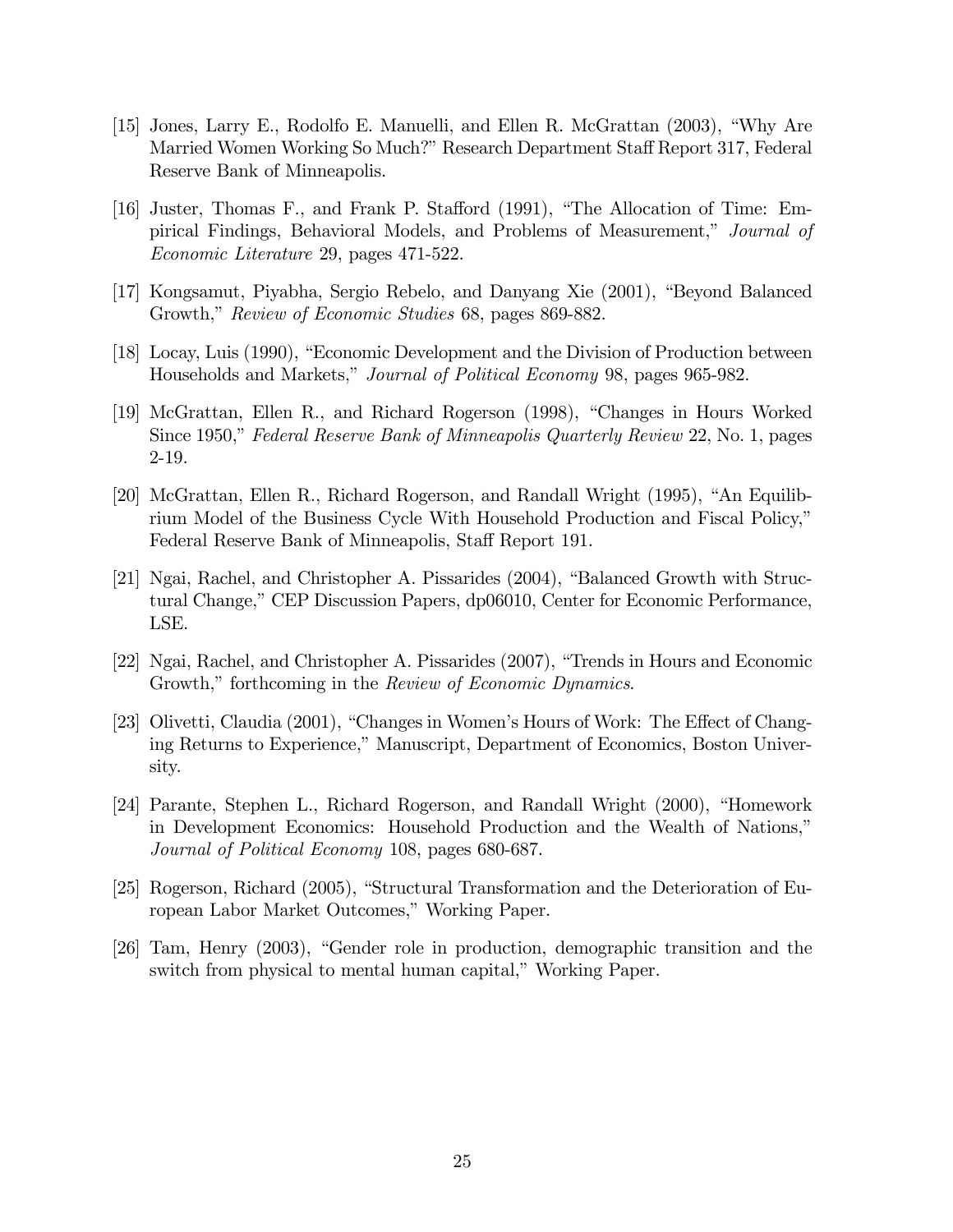[15] Jones, Larry E., Rodolfo E. Manuelli, and Ellen R. McGrattan (2003), "Why Are Married Women Working So Much?" Research Department Staff Report 317, Federal Reserve Bank of Minneapolis.

[16] Juster, Thomas F., and Frank P. Stafford (1991), "The Allocation of Time: Empirical Findings, Behavioral Models, and Problems of Measurement," *Journal of Economic Literature* 29, pages 471-522.

[17] Kongsamut, Piyabha, Sergio Rebelo, and Danyang Xie (2001), "Beyond Balanced Growth," *Review of Economic Studies* 68, pages 869-882.

[18] Locay, Luis (1990), "Economic Development and the Division of Production between Households and Markets," *Journal of Political Economy* 98, pages 965-982.

[19] McGrattan, Ellen R., and Richard Rogerson (1998), "Changes in Hours Worked Since 1950," *Federal Reserve Bank of Minneapolis Quarterly Review* 22, No. 1, pages 2-19.

[20] McGrattan, Ellen R., Richard Rogerson, and Randall Wright (1995), "An Equilibrium Model of the Business Cycle With Household Production and Fiscal Policy," Federal Reserve Bank of Minneapolis, Staff Report 191.

[21] Ngai, Rachel, and Christopher A. Pissarides (2004), "Balanced Growth with Structural Change," CEP Discussion Papers, dp06010, Center for Economic Performance, LSE.

[22] Ngai, Rachel, and Christopher A. Pissarides (2007), "Trends in Hours and Economic Growth," forthcoming in the *Review of Economic Dynamics*.

[23] Olivetti, Claudia (2001), "Changes in Women's Hours of Work: The Effect of Changing Returns to Experience," Manuscript, Department of Economics, Boston University.

[24] Parante, Stephen L., Richard Rogerson, and Randall Wright (2000), "Homework in Development Economics: Household Production and the Wealth of Nations," *Journal of Political Economy* 108, pages 680-687.

[25] Rogerson, Richard (2005), "Structural Transformation and the Deterioration of European Labor Market Outcomes," Working Paper.

[26] Tam, Henry (2003), "Gender role in production, demographic transition and the switch from physical to mental human capital," Working Paper.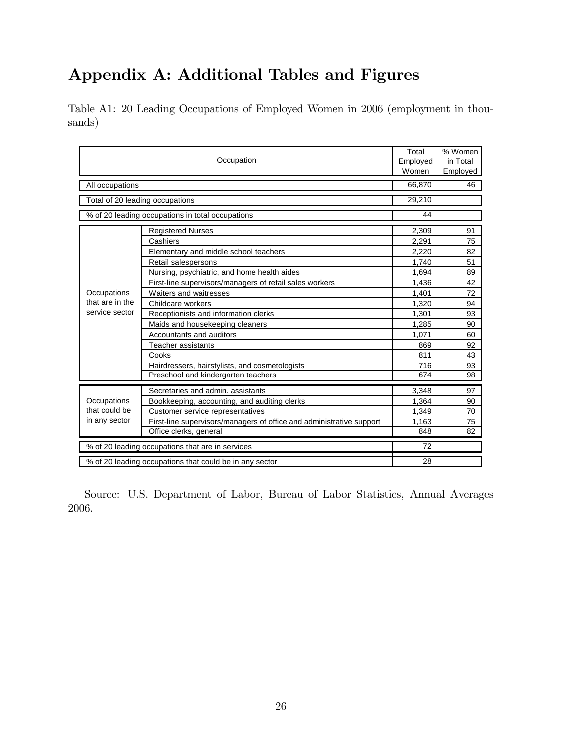# Appendix A: Additional Tables and Figures

Table A1: 20 Leading Occupations of Employed Women in 2006 (employment in thousands)

| Occupation | | Total Employed Women | % Women in Total Employed |
|---|---|---|---|
| All occupations | | 66,870 | 46 |
| Total of 20 leading occupations | | 29,210 | |
| % of 20 leading occupations in total occupations | | 44 | |
| Occupations that are in the service sector | Registered Nurses | 2,309 | 91 |
| | Cashiers | 2,291 | 75 |
| | Elementary and middle school teachers | 2,220 | 82 |
| | Retail salespersons | 1,740 | 51 |
| | Nursing, psychiatric, and home health aides | 1,694 | 89 |
| | First-line supervisors/managers of retail sales workers | 1,436 | 42 |
| | Waiters and waitresses | 1,401 | 72 |
| | Childcare workers | 1,320 | 94 |
| | Receptionists and information clerks | 1,301 | 93 |
| | Maids and housekeeping cleaners | 1,285 | 90 |
| | Accountants and auditors | 1,071 | 60 |
| | Teacher assistants | 869 | 92 |
| | Cooks | 811 | 43 |
| | Hairdressers, hairstylists, and cosmetologists | 716 | 93 |
| | Preschool and kindergarten teachers | 674 | 98 |
| Occupations that could be in any sector | Secretaries and admin. assistants | 3,348 | 97 |
| | Bookkeeping, accounting, and auditing clerks | 1,364 | 90 |
| | Customer service representatives | 1,349 | 70 |
| | First-line supervisors/managers of office and administrative support | 1,163 | 75 |
| | Office clerks, general | 848 | 82 |
| % of 20 leading occupations that are in services | | 72 | |
| % of 20 leading occupations that could be in any sector | | 28 | |

Source: U.S. Department of Labor, Bureau of Labor Statistics, Annual Averages 2006.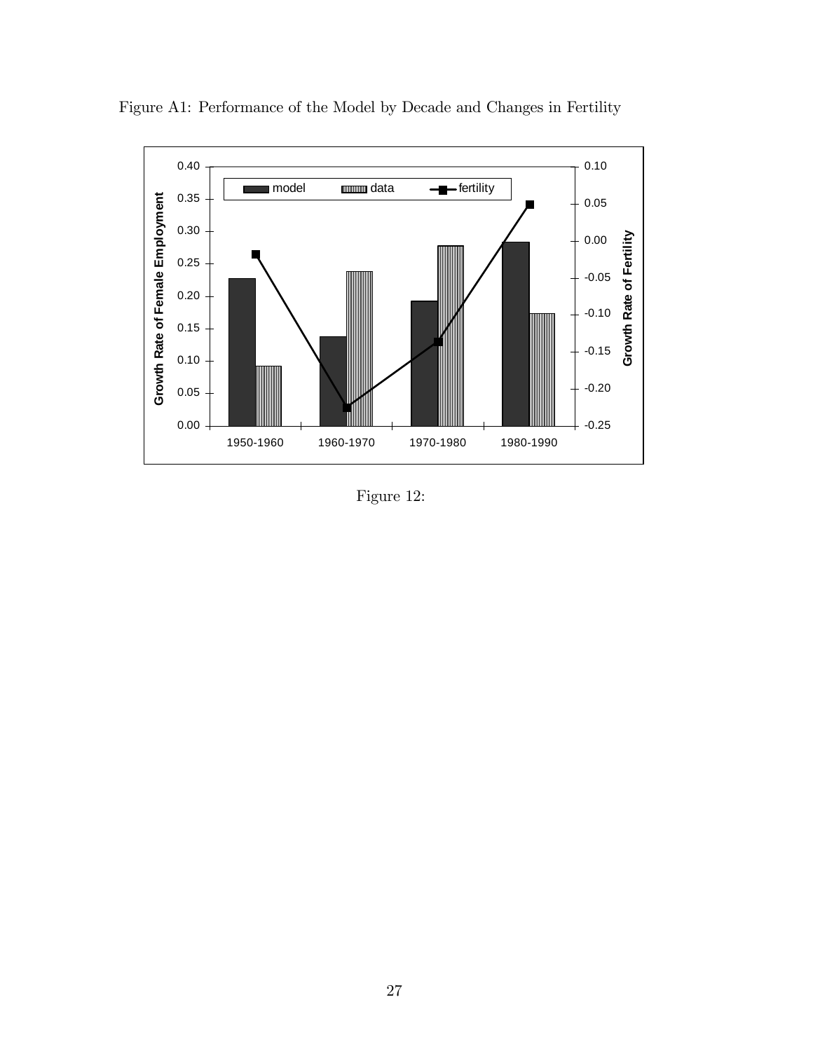Figure A1: Performance of the Model by Decade and Changes in Fertility

Figure 12: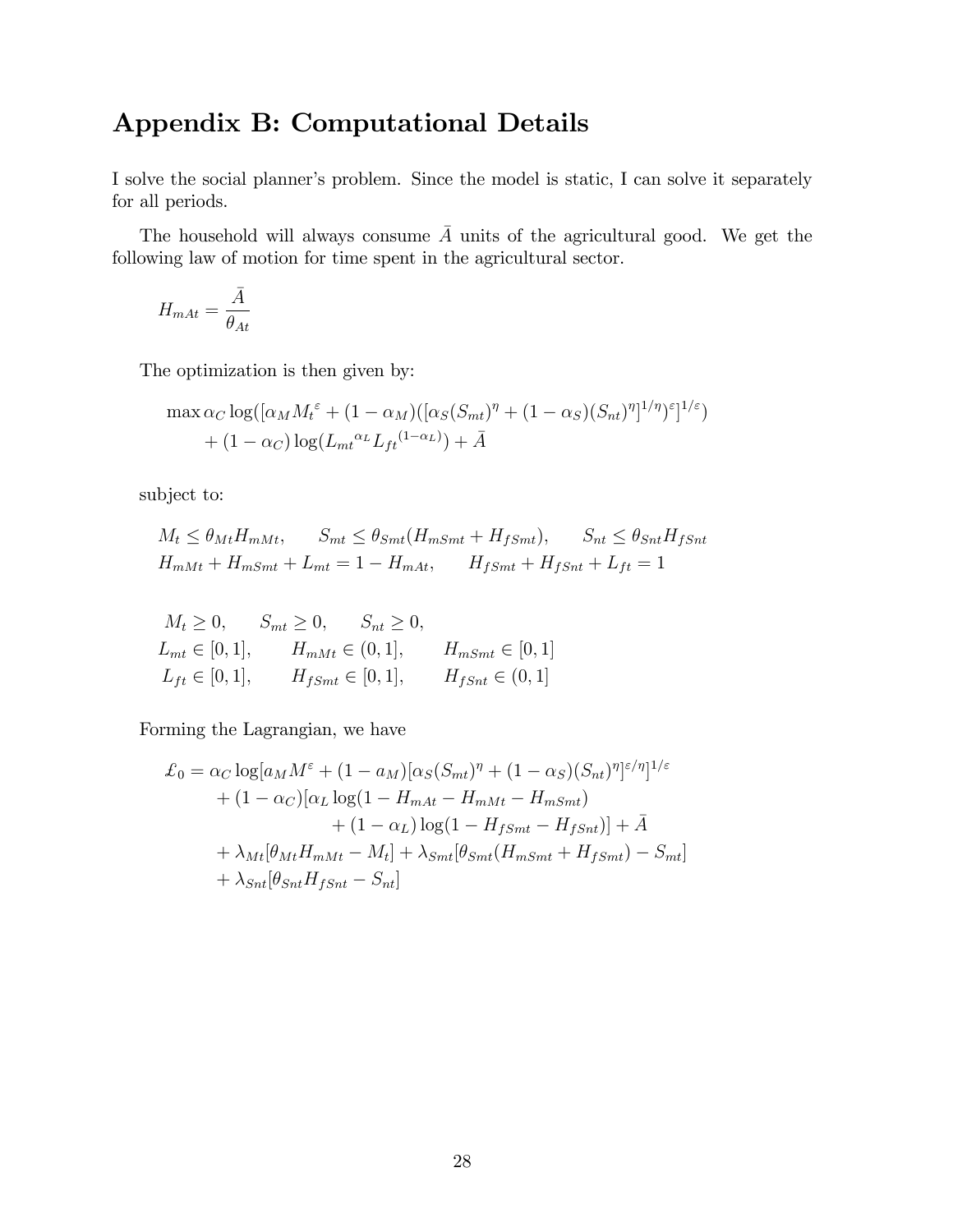# Appendix B: Computational Details

I solve the social planner's problem. Since the model is static, I can solve it separately for all periods.

The household will always consume $\bar{A}$ units of the agricultural good. We get the following law of motion for time spent in the agricultural sector.

$$H_{mAt} = \frac{\bar{A}}{\theta_{At}}$$

The optimization is then given by:

$$\max \alpha_C \log([\alpha_M M_t^{\varepsilon} + (1-\alpha_M)([\alpha_S (S_{mt})^{\eta} + (1-\alpha_S)(S_{nt})^{\eta}]^{1/\eta})^{\varepsilon}]^{1/\varepsilon}) \\ + (1-\alpha_C)\log({L_{mt}}^{\alpha_L} {L_{ft}}^{(1-\alpha_L)}) + \bar{A}$$

subject to:

$$M_t \leq \theta_{Mt} H_{mMt}, \qquad S_{mt} \leq \theta_{Smt}(H_{mSmt} + H_{fSmt}), \qquad S_{nt} \leq \theta_{Snt} H_{fSnt}$$
$$H_{mMt} + H_{mSmt} + L_{mt} = 1 - H_{mAt}, \qquad H_{fSmt} + H_{fSnt} + L_{ft} = 1$$

$$M_t \geq 0, \qquad S_{mt} \geq 0, \qquad S_{nt} \geq 0,$$
$$L_{mt} \in [0,1], \qquad H_{mMt} \in (0,1], \qquad H_{mSmt} \in [0,1]$$
$$L_{ft} \in [0,1], \qquad H_{fSmt} \in [0,1], \qquad H_{fSnt} \in (0,1]$$

Forming the Lagrangian, we have

$$\begin{aligned}
\pounds_0 = \; & \alpha_C \log[a_M M^{\varepsilon} + (1-a_M)[\alpha_S (S_{mt})^{\eta} + (1-\alpha_S)(S_{nt})^{\eta}]^{\varepsilon/\eta}]^{1/\varepsilon} \\
& + (1-\alpha_C)[\alpha_L \log(1 - H_{mAt} - H_{mMt} - H_{mSmt}) \\
& \qquad + (1-\alpha_L)\log(1 - H_{fSmt} - H_{fSnt})] + \bar{A} \\
& + \lambda_{Mt}[\theta_{Mt} H_{mMt} - M_t] + \lambda_{Smt}[\theta_{Smt}(H_{mSmt} + H_{fSmt}) - S_{mt}] \\
& + \lambda_{Snt}[\theta_{Snt} H_{fSnt} - S_{nt}]
\end{aligned}$$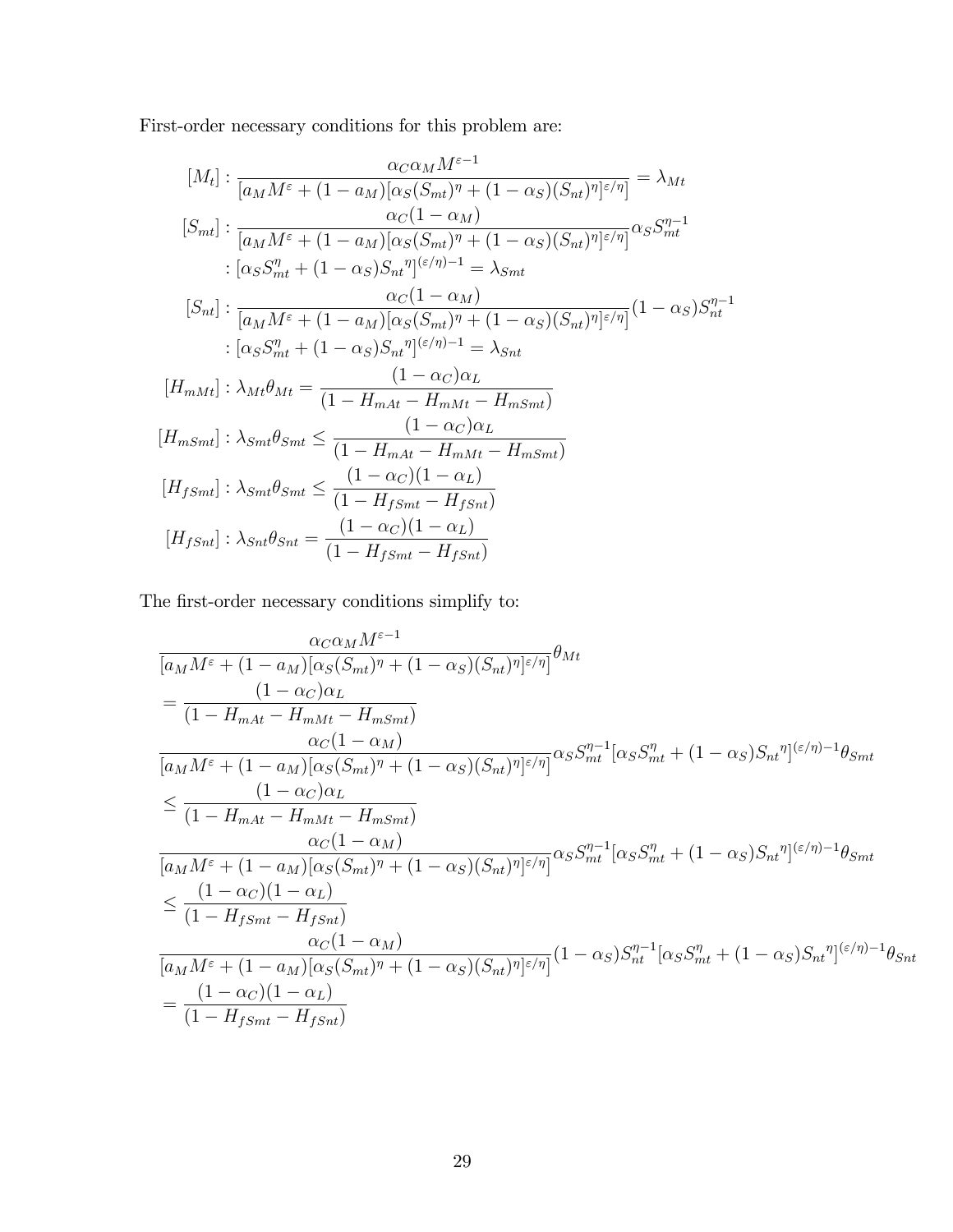First-order necessary conditions for this problem are:

$$
\begin{aligned}
[M_t] &: \frac{\alpha_C \alpha_M M^{\varepsilon-1}}{[a_M M^{\varepsilon} + (1-a_M)[\alpha_S (S_{mt})^{\eta} + (1-\alpha_S)(S_{nt})^{\eta}]^{\varepsilon/\eta}]} = \lambda_{Mt} \\
[S_{mt}] &: \frac{\alpha_C (1-\alpha_M)}{[a_M M^{\varepsilon} + (1-a_M)[\alpha_S (S_{mt})^{\eta} + (1-\alpha_S)(S_{nt})^{\eta}]^{\varepsilon/\eta}]} \alpha_S S_{mt}^{\eta-1} \\
&: [\alpha_S S_{mt}^{\eta} + (1-\alpha_S) {S_{nt}}^{\eta}]^{(\varepsilon/\eta)-1} = \lambda_{Smt} \\
[S_{nt}] &: \frac{\alpha_C (1-\alpha_M)}{[a_M M^{\varepsilon} + (1-a_M)[\alpha_S (S_{mt})^{\eta} + (1-\alpha_S)(S_{nt})^{\eta}]^{\varepsilon/\eta}]} (1-\alpha_S) S_{nt}^{\eta-1} \\
&: [\alpha_S S_{mt}^{\eta} + (1-\alpha_S) {S_{nt}}^{\eta}]^{(\varepsilon/\eta)-1} = \lambda_{Snt} \\
[H_{mMt}] &: \lambda_{Mt} \theta_{Mt} = \frac{(1-\alpha_C)\alpha_L}{(1-H_{mAt}-H_{mMt}-H_{mSmt})} \\
[H_{mSmt}] &: \lambda_{Smt} \theta_{Smt} \leq \frac{(1-\alpha_C)\alpha_L}{(1-H_{mAt}-H_{mMt}-H_{mSmt})} \\
[H_{fSmt}] &: \lambda_{Smt} \theta_{Smt} \leq \frac{(1-\alpha_C)(1-\alpha_L)}{(1-H_{fSmt}-H_{fSnt})} \\
[H_{fSnt}] &: \lambda_{Snt} \theta_{Snt} = \frac{(1-\alpha_C)(1-\alpha_L)}{(1-H_{fSmt}-H_{fSnt})}
\end{aligned}
$$

The first-order necessary conditions simplify to:

$$
\begin{aligned}
&\frac{\alpha_C \alpha_M M^{\varepsilon-1}}{[a_M M^{\varepsilon} + (1-a_M)[\alpha_S (S_{mt})^{\eta} + (1-\alpha_S)(S_{nt})^{\eta}]^{\varepsilon/\eta}]} \theta_{Mt} \\
&= \frac{(1-\alpha_C)\alpha_L}{(1-H_{mAt}-H_{mMt}-H_{mSmt})} \\
&\frac{\alpha_C (1-\alpha_M)}{[a_M M^{\varepsilon} + (1-a_M)[\alpha_S (S_{mt})^{\eta} + (1-\alpha_S)(S_{nt})^{\eta}]^{\varepsilon/\eta}]} \alpha_S S_{mt}^{\eta-1} [\alpha_S S_{mt}^{\eta} + (1-\alpha_S) {S_{nt}}^{\eta}]^{(\varepsilon/\eta)-1} \theta_{Smt} \\
&\leq \frac{(1-\alpha_C)\alpha_L}{(1-H_{mAt}-H_{mMt}-H_{mSmt})} \\
&\frac{\alpha_C (1-\alpha_M)}{[a_M M^{\varepsilon} + (1-a_M)[\alpha_S (S_{mt})^{\eta} + (1-\alpha_S)(S_{nt})^{\eta}]^{\varepsilon/\eta}]} \alpha_S S_{mt}^{\eta-1} [\alpha_S S_{mt}^{\eta} + (1-\alpha_S) {S_{nt}}^{\eta}]^{(\varepsilon/\eta)-1} \theta_{Smt} \\
&\leq \frac{(1-\alpha_C)(1-\alpha_L)}{(1-H_{fSmt}-H_{fSnt})} \\
&\frac{\alpha_C (1-\alpha_M)}{[a_M M^{\varepsilon} + (1-a_M)[\alpha_S (S_{mt})^{\eta} + (1-\alpha_S)(S_{nt})^{\eta}]^{\varepsilon/\eta}]} (1-\alpha_S) S_{nt}^{\eta-1} [\alpha_S S_{mt}^{\eta} + (1-\alpha_S) {S_{nt}}^{\eta}]^{(\varepsilon/\eta)-1} \theta_{Snt} \\
&= \frac{(1-\alpha_C)(1-\alpha_L)}{(1-H_{fSmt}-H_{fSnt})}
\end{aligned}
$$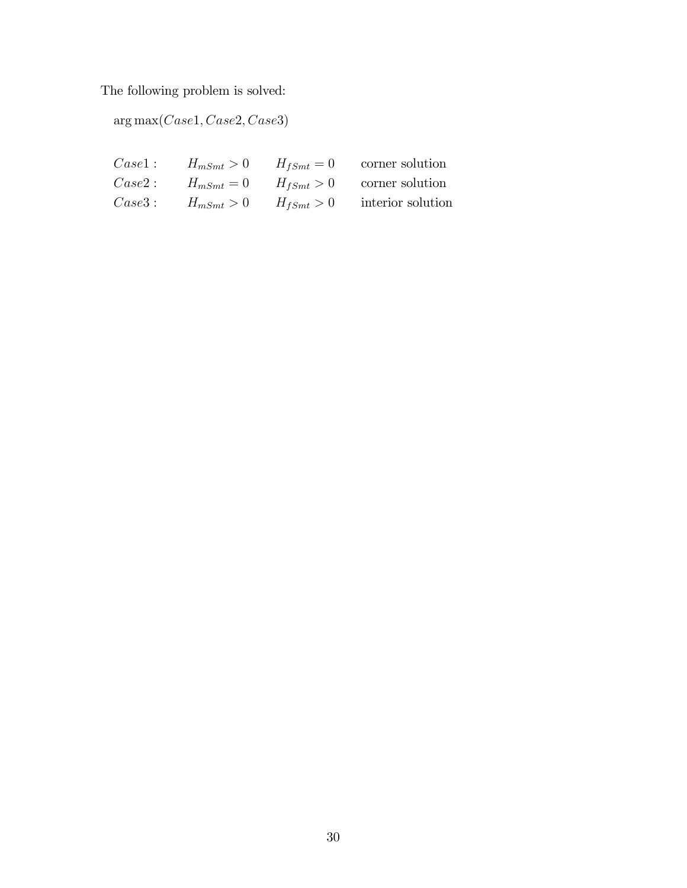The following problem is solved:

$$\arg\max(Case1, Case2, Case3)$$

| | | | |
|---|---|---|---|
| $Case1:$ | $H_{mSmt} > 0$ | $H_{fSmt} = 0$ | corner solution |
| $Case2:$ | $H_{mSmt} = 0$ | $H_{fSmt} > 0$ | corner solution |
| $Case3:$ | $H_{mSmt} > 0$ | $H_{fSmt} > 0$ | interior solution |